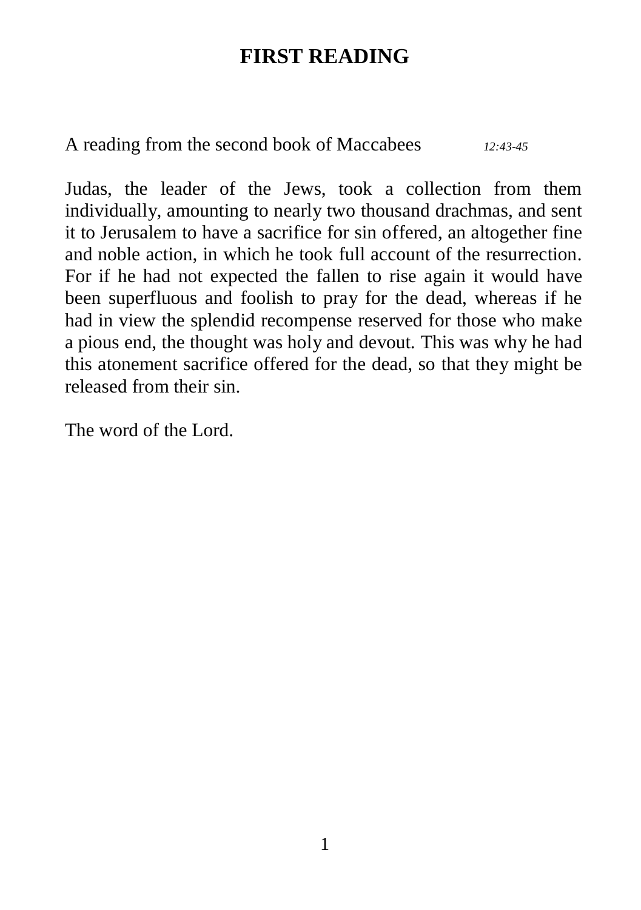# FIRST READING

A reading from the second book of Maccabees *12:43-45*

Judas, the leader of the Jews, took a collection from them individually, amounting to nearly two thousand drachmas, and sent it to Jerusalem to have a sacrifice for sin offered, an altogether fine and noble action, in which he took full account of the resurrection. For if he had not expected the fallen to rise again it would have been superfluous and foolish to pray for the dead, whereas if he had in view the splendid recompense reserved for those who make a pious end, the thought was holy and devout. This was why he had this atonement sacrifice offered for the dead, so that they might be released from their sin.

The word of the Lord.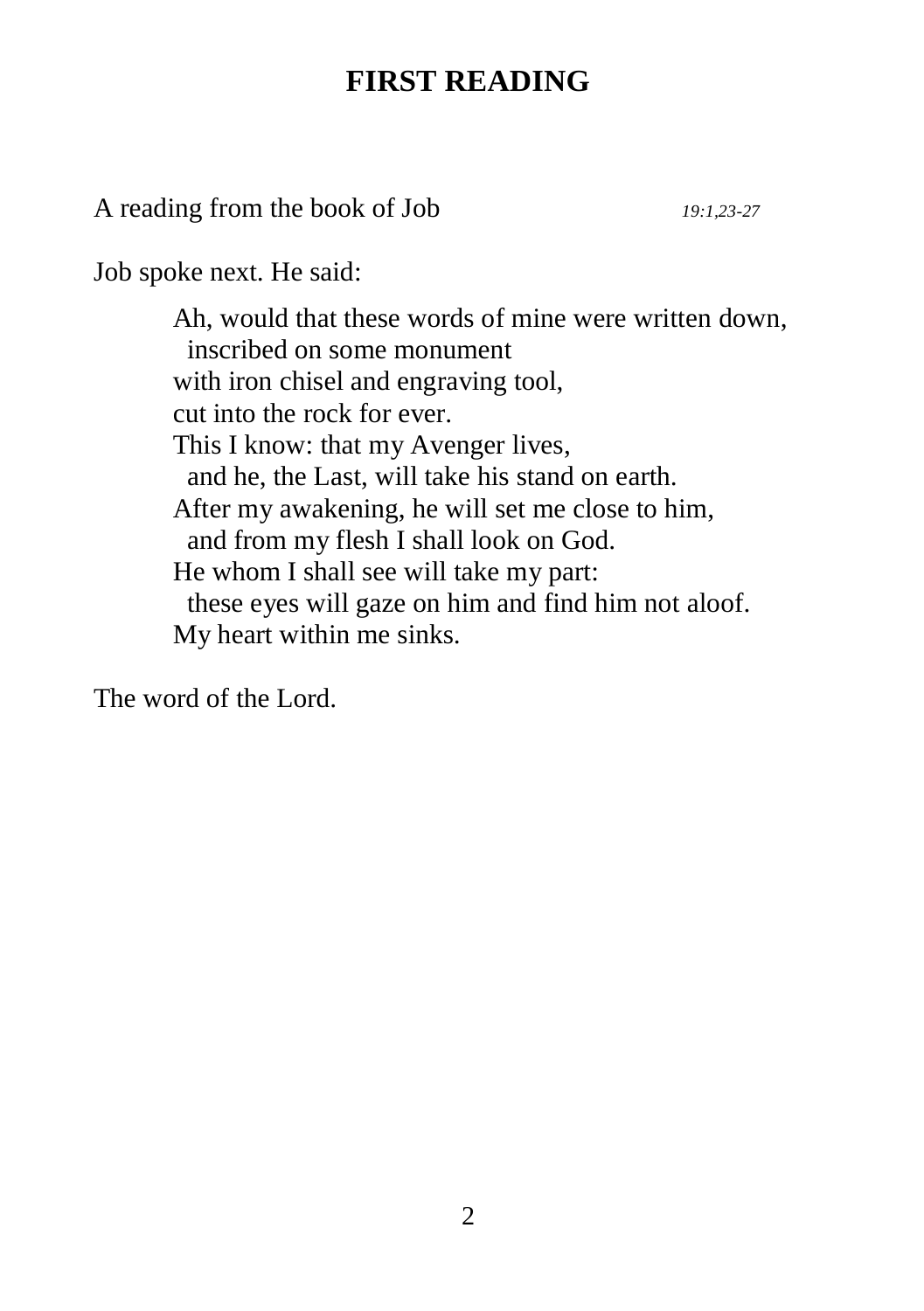# FIRST READING

A reading from the book of Job *19:1,23-27*

Job spoke next. He said:

> Ah, would that these words of mine were written down,
>   inscribed on some monument
> with iron chisel and engraving tool,
> cut into the rock for ever.
> This I know: that my Avenger lives,
>   and he, the Last, will take his stand on earth.
> After my awakening, he will set me close to him,
>   and from my flesh I shall look on God.
> He whom I shall see will take my part:
>   these eyes will gaze on him and find him not aloof.
> My heart within me sinks.

The word of the Lord.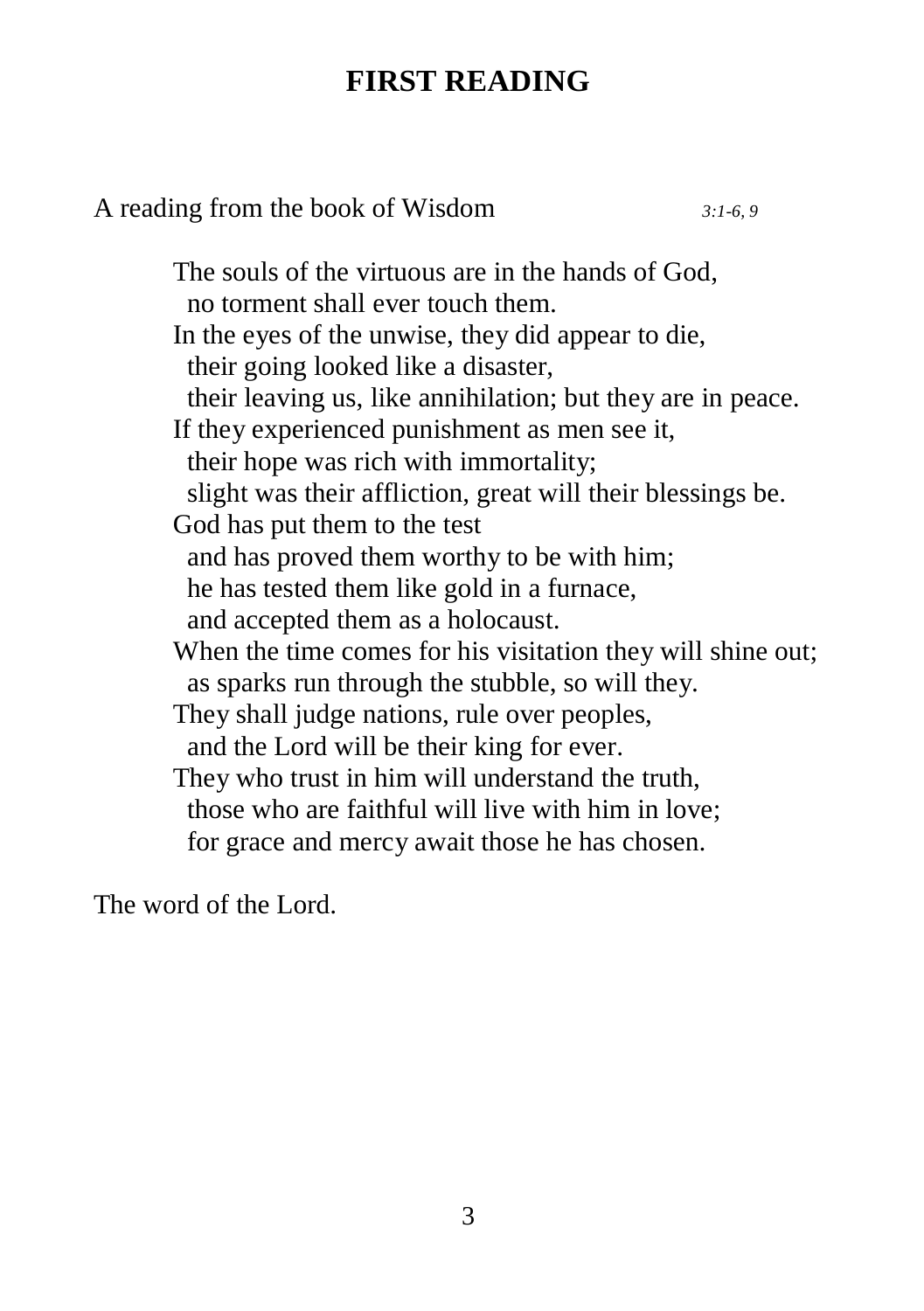# FIRST READING

A reading from the book of Wisdom *3:1-6, 9*

The souls of the virtuous are in the hands of God,  
  no torment shall ever touch them.  
In the eyes of the unwise, they did appear to die,  
  their going looked like a disaster,  
  their leaving us, like annihilation; but they are in peace.  
If they experienced punishment as men see it,  
  their hope was rich with immortality;  
  slight was their affliction, great will their blessings be.  
God has put them to the test  
  and has proved them worthy to be with him;  
  he has tested them like gold in a furnace,  
  and accepted them as a holocaust.  
When the time comes for his visitation they will shine out;  
  as sparks run through the stubble, so will they.  
They shall judge nations, rule over peoples,  
  and the Lord will be their king for ever.  
They who trust in him will understand the truth,  
  those who are faithful will live with him in love;  
  for grace and mercy await those he has chosen.

The word of the Lord.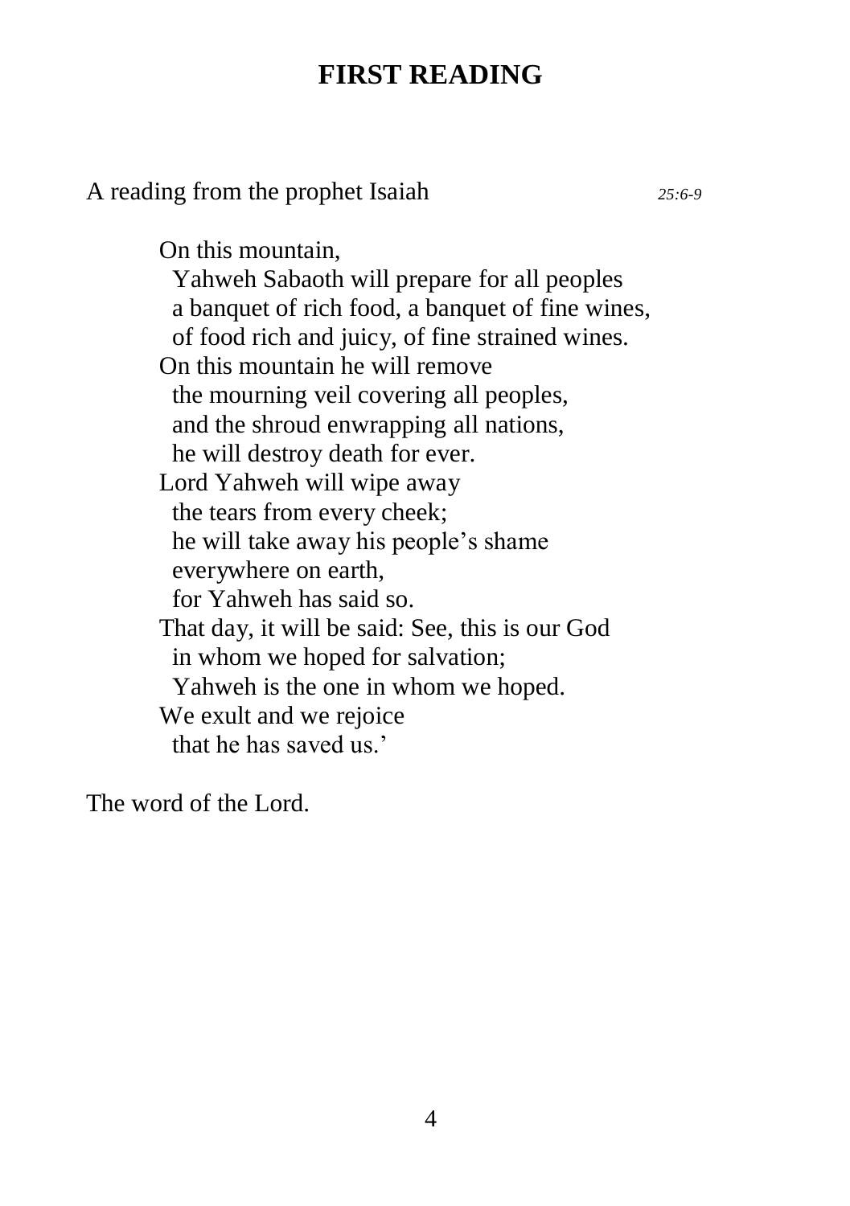# FIRST READING

A reading from the prophet Isaiah *25:6-9*

On this mountain,  
Yahweh Sabaoth will prepare for all peoples  
a banquet of rich food, a banquet of fine wines,  
of food rich and juicy, of fine strained wines.  
On this mountain he will remove  
the mourning veil covering all peoples,  
and the shroud enwrapping all nations,  
he will destroy death for ever.  
Lord Yahweh will wipe away  
the tears from every cheek;  
he will take away his people's shame  
everywhere on earth,  
for Yahweh has said so.  
That day, it will be said: See, this is our God  
in whom we hoped for salvation;  
Yahweh is the one in whom we hoped.  
We exult and we rejoice  
that he has saved us.'

The word of the Lord.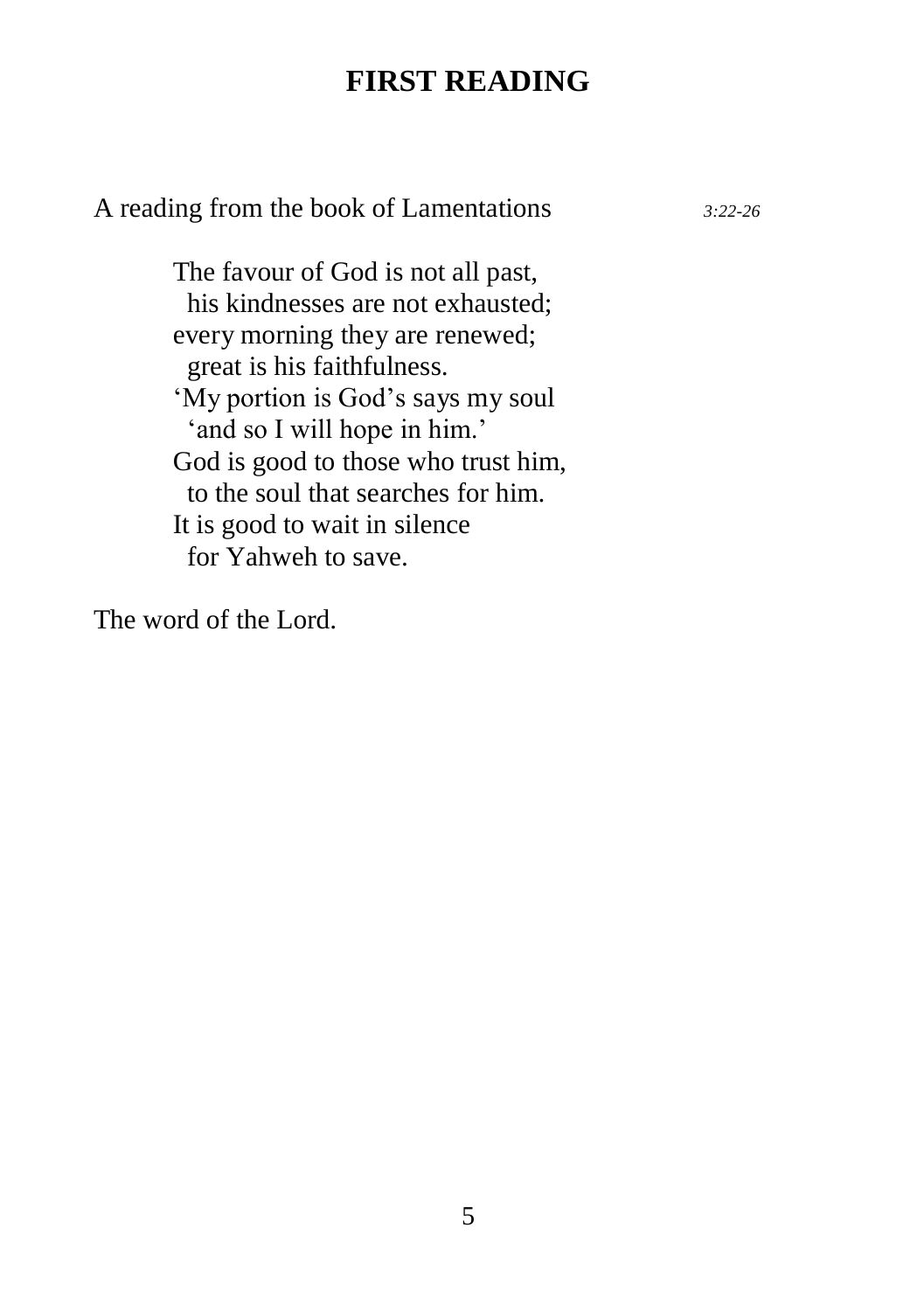# FIRST READING

A reading from the book of Lamentations *3:22-26*

The favour of God is not all past,
  his kindnesses are not exhausted;
every morning they are renewed;
  great is his faithfulness.
'My portion is God's says my soul
  'and so I will hope in him.'
God is good to those who trust him,
  to the soul that searches for him.
It is good to wait in silence
  for Yahweh to save.

The word of the Lord.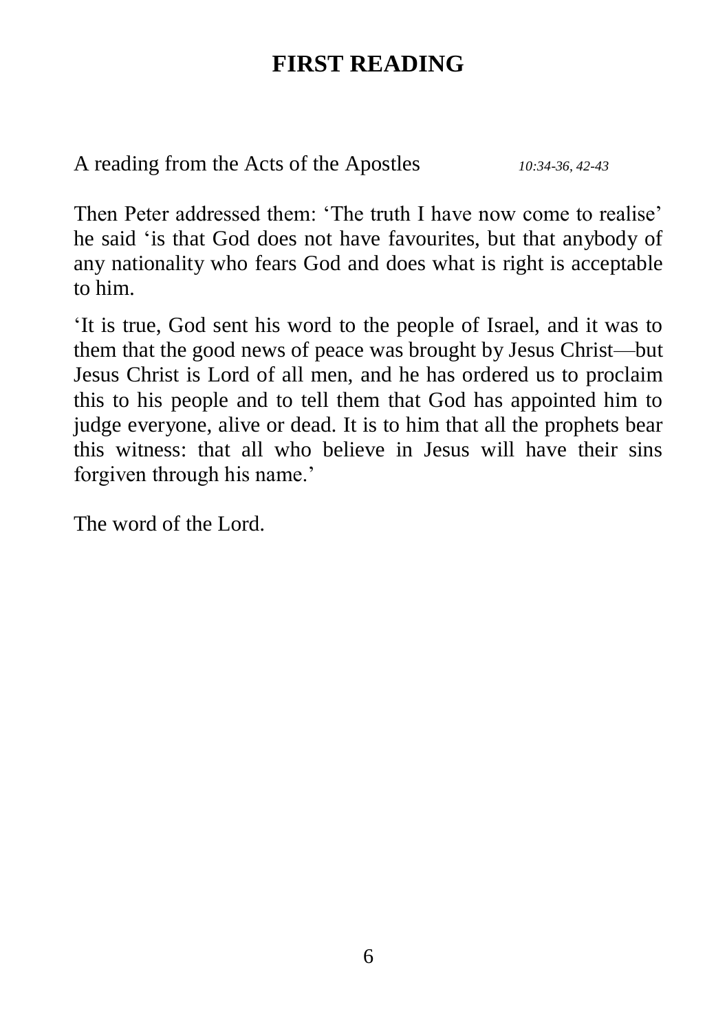# FIRST READING

A reading from the Acts of the Apostles *10:34-36, 42-43*

Then Peter addressed them: 'The truth I have now come to realise' he said 'is that God does not have favourites, but that anybody of any nationality who fears God and does what is right is acceptable to him.

'It is true, God sent his word to the people of Israel, and it was to them that the good news of peace was brought by Jesus Christ—but Jesus Christ is Lord of all men, and he has ordered us to proclaim this to his people and to tell them that God has appointed him to judge everyone, alive or dead. It is to him that all the prophets bear this witness: that all who believe in Jesus will have their sins forgiven through his name.'

The word of the Lord.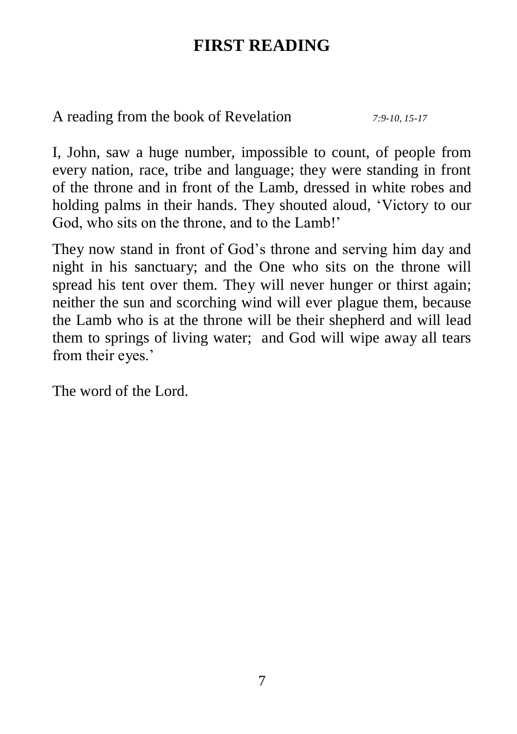# FIRST READING

A reading from the book of Revelation *7:9-10, 15-17*

I, John, saw a huge number, impossible to count, of people from every nation, race, tribe and language; they were standing in front of the throne and in front of the Lamb, dressed in white robes and holding palms in their hands. They shouted aloud, 'Victory to our God, who sits on the throne, and to the Lamb!'

They now stand in front of God's throne and serving him day and night in his sanctuary; and the One who sits on the throne will spread his tent over them. They will never hunger or thirst again; neither the sun and scorching wind will ever plague them, because the Lamb who is at the throne will be their shepherd and will lead them to springs of living water; and God will wipe away all tears from their eyes.'

The word of the Lord.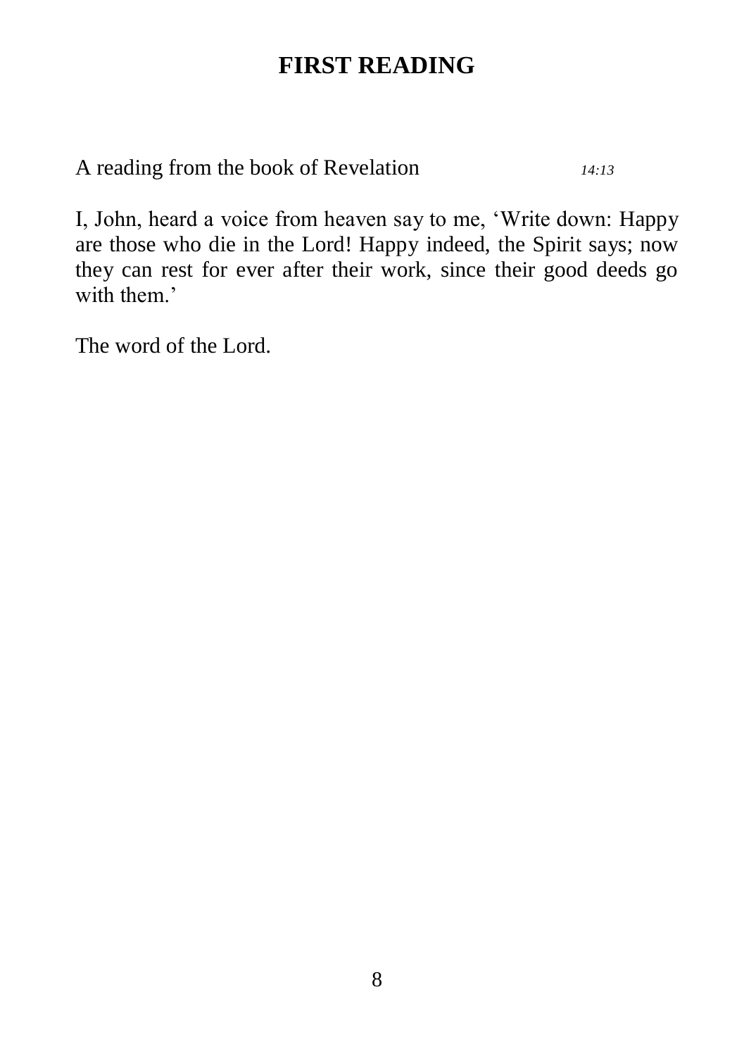# FIRST READING

A reading from the book of Revelation *14:13*

I, John, heard a voice from heaven say to me, 'Write down: Happy are those who die in the Lord! Happy indeed, the Spirit says; now they can rest for ever after their work, since their good deeds go with them.'

The word of the Lord.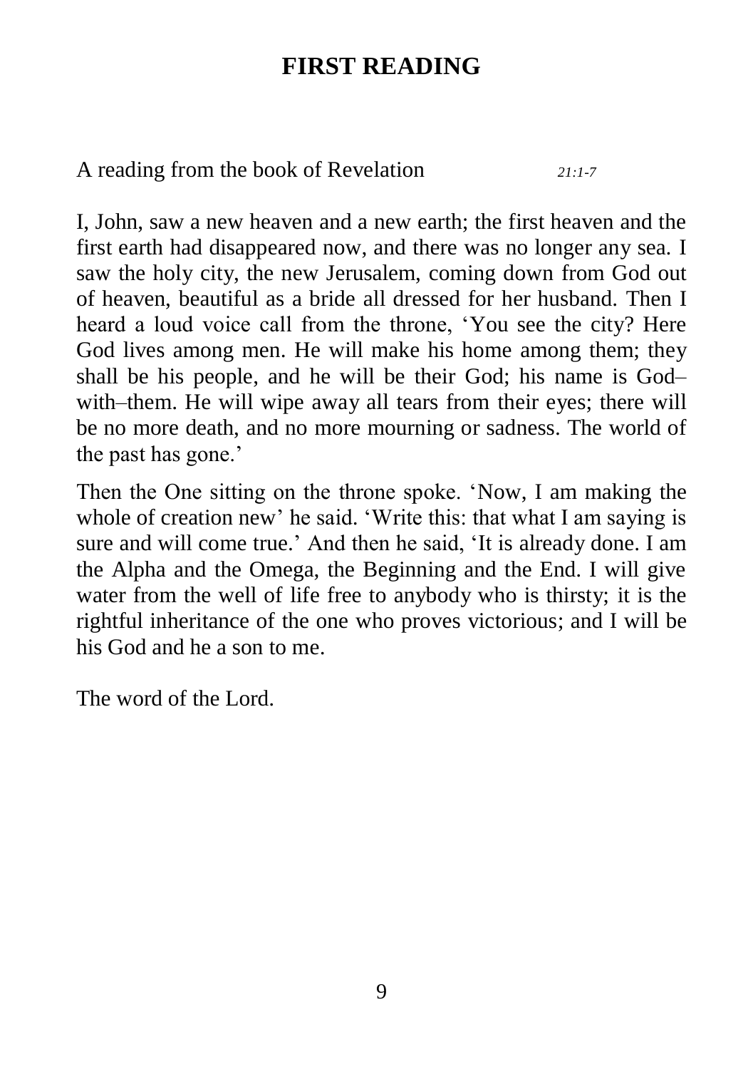# FIRST READING

A reading from the book of Revelation *21:1-7*

I, John, saw a new heaven and a new earth; the first heaven and the first earth had disappeared now, and there was no longer any sea. I saw the holy city, the new Jerusalem, coming down from God out of heaven, beautiful as a bride all dressed for her husband. Then I heard a loud voice call from the throne, 'You see the city? Here God lives among men. He will make his home among them; they shall be his people, and he will be their God; his name is God–with–them. He will wipe away all tears from their eyes; there will be no more death, and no more mourning or sadness. The world of the past has gone.'

Then the One sitting on the throne spoke. 'Now, I am making the whole of creation new' he said. 'Write this: that what I am saying is sure and will come true.' And then he said, 'It is already done. I am the Alpha and the Omega, the Beginning and the End. I will give water from the well of life free to anybody who is thirsty; it is the rightful inheritance of the one who proves victorious; and I will be his God and he a son to me.

The word of the Lord.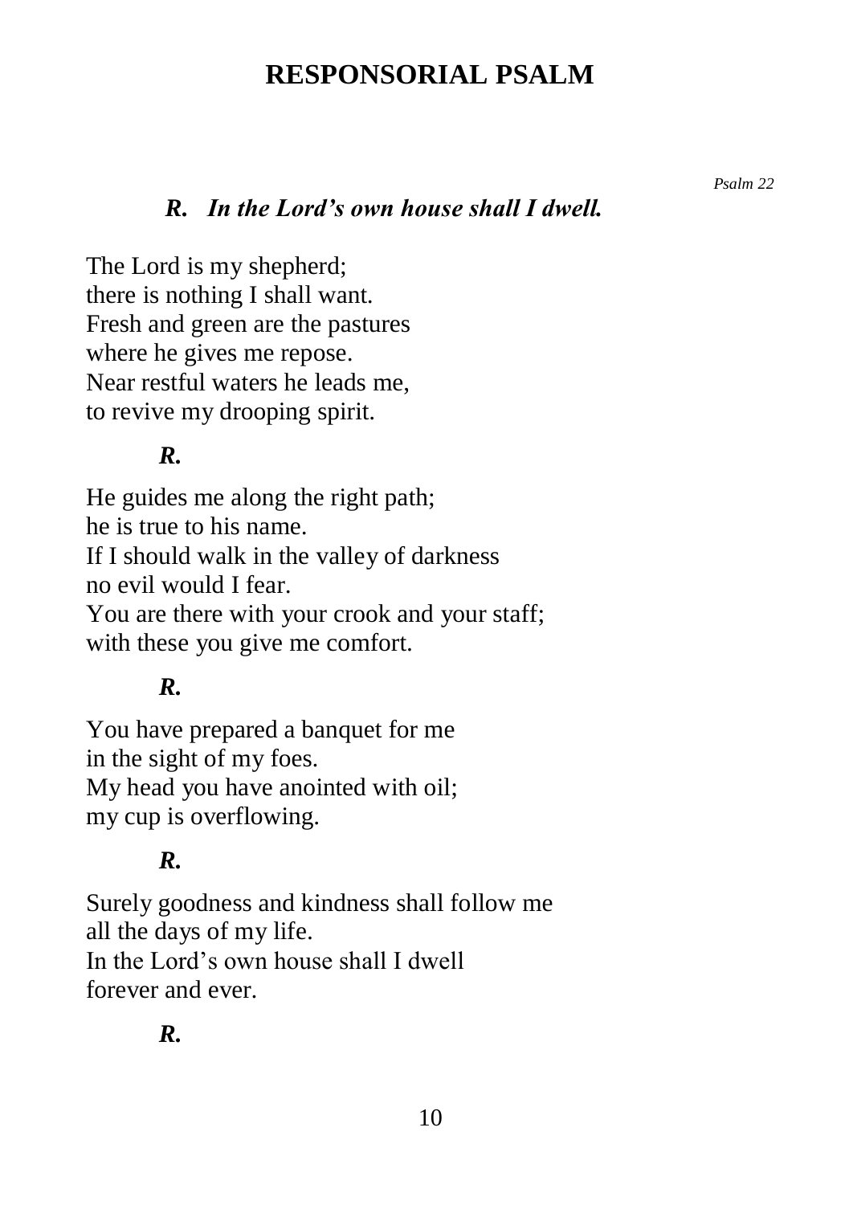# RESPONSORIAL PSALM

*Psalm 22*

***R. In the Lord's own house shall I dwell.***

The Lord is my shepherd;
there is nothing I shall want.
Fresh and green are the pastures
where he gives me repose.
Near restful waters he leads me,
to revive my drooping spirit.

***R.***

He guides me along the right path;
he is true to his name.
If I should walk in the valley of darkness
no evil would I fear.
You are there with your crook and your staff;
with these you give me comfort.

***R.***

You have prepared a banquet for me
in the sight of my foes.
My head you have anointed with oil;
my cup is overflowing.

***R.***

Surely goodness and kindness shall follow me
all the days of my life.
In the Lord's own house shall I dwell
forever and ever.

***R.***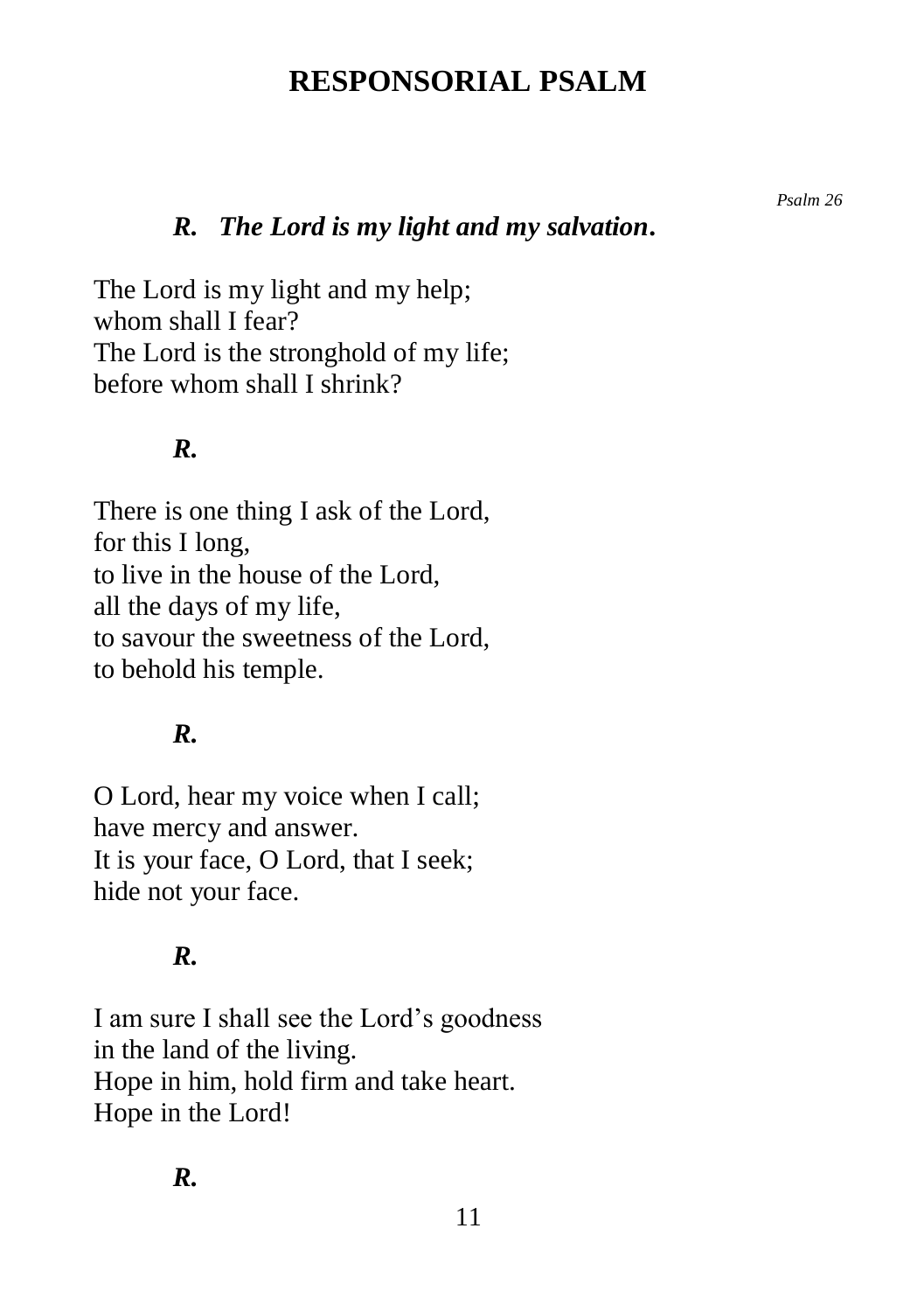# RESPONSORIAL PSALM

*Psalm 26*

***R. The Lord is my light and my salvation.***

The Lord is my light and my help;
whom shall I fear?
The Lord is the stronghold of my life;
before whom shall I shrink?

***R.***

There is one thing I ask of the Lord,
for this I long,
to live in the house of the Lord,
all the days of my life,
to savour the sweetness of the Lord,
to behold his temple.

***R.***

O Lord, hear my voice when I call;
have mercy and answer.
It is your face, O Lord, that I seek;
hide not your face.

***R.***

I am sure I shall see the Lord's goodness
in the land of the living.
Hope in him, hold firm and take heart.
Hope in the Lord!

***R.***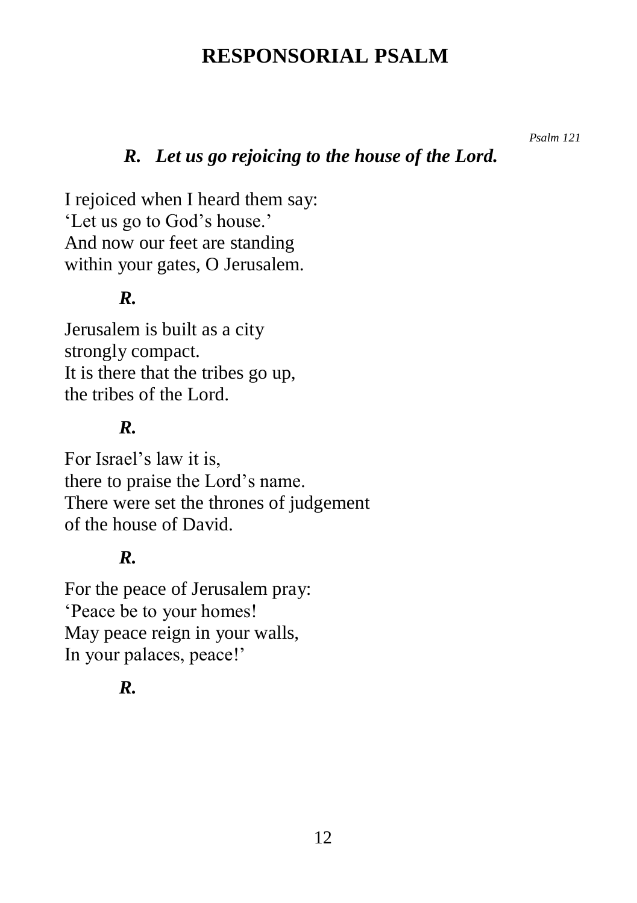# RESPONSORIAL PSALM

*Psalm 121*

***R.   Let us go rejoicing to the house of the Lord.***

I rejoiced when I heard them say:
'Let us go to God's house.'
And now our feet are standing
within your gates, O Jerusalem.

***R.***

Jerusalem is built as a city
strongly compact.
It is there that the tribes go up,
the tribes of the Lord.

***R.***

For Israel's law it is,
there to praise the Lord's name.
There were set the thrones of judgement
of the house of David.

***R.***

For the peace of Jerusalem pray:
'Peace be to your homes!
May peace reign in your walls,
In your palaces, peace!'

***R.***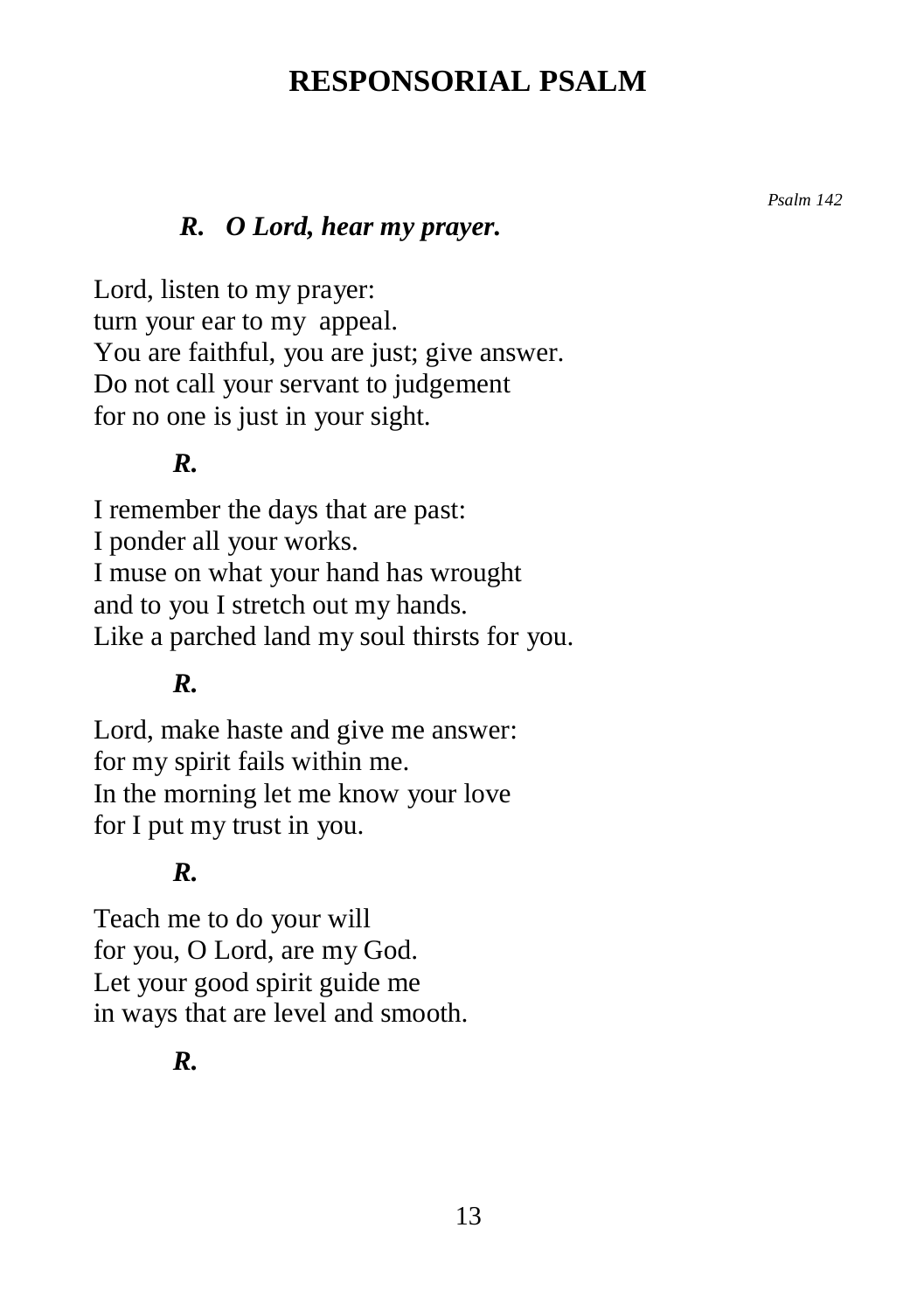# RESPONSORIAL PSALM

*Psalm 142*

***R. O Lord, hear my prayer.***

Lord, listen to my prayer:
turn your ear to my appeal.
You are faithful, you are just; give answer.
Do not call your servant to judgement
for no one is just in your sight.

***R.***

I remember the days that are past:
I ponder all your works.
I muse on what your hand has wrought
and to you I stretch out my hands.
Like a parched land my soul thirsts for you.

***R.***

Lord, make haste and give me answer:
for my spirit fails within me.
In the morning let me know your love
for I put my trust in you.

***R.***

Teach me to do your will
for you, O Lord, are my God.
Let your good spirit guide me
in ways that are level and smooth.

***R.***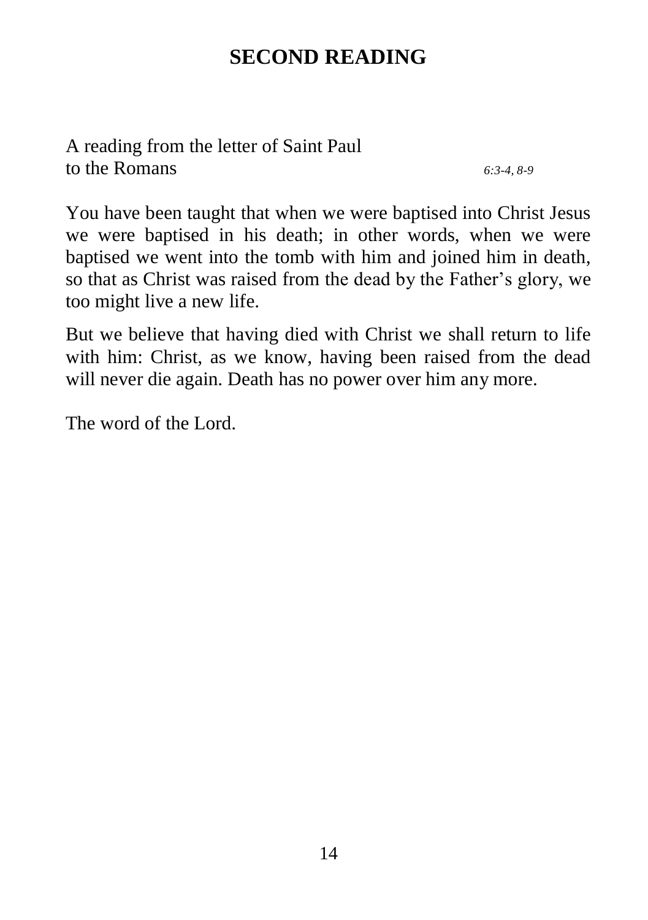# SECOND READING

A reading from the letter of Saint Paul
to the Romans *6:3-4, 8-9*

You have been taught that when we were baptised into Christ Jesus we were baptised in his death; in other words, when we were baptised we went into the tomb with him and joined him in death, so that as Christ was raised from the dead by the Father's glory, we too might live a new life.

But we believe that having died with Christ we shall return to life with him: Christ, as we know, having been raised from the dead will never die again. Death has no power over him any more.

The word of the Lord.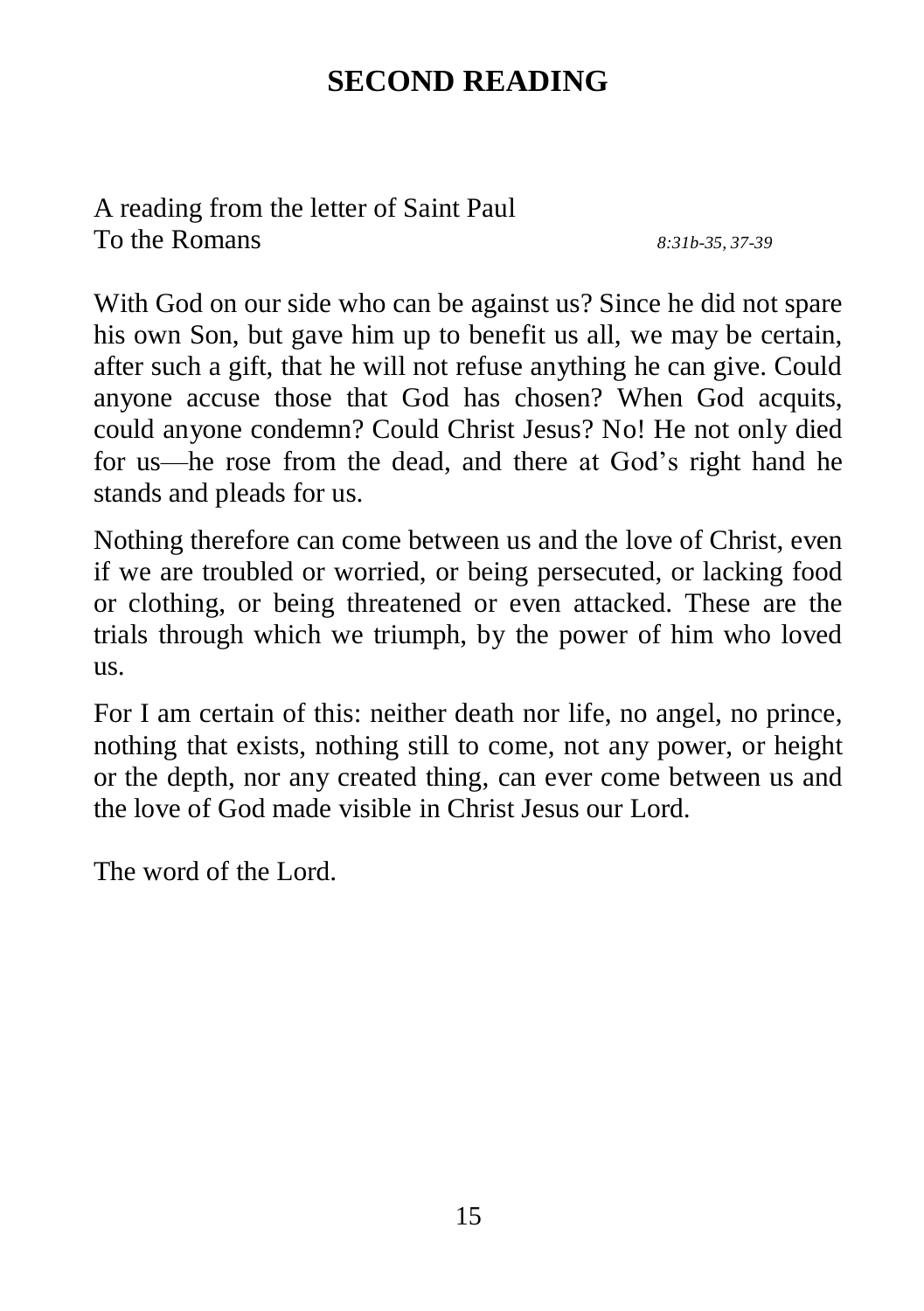## SECOND READING

A reading from the letter of Saint Paul
To the Romans *8:31b-35, 37-39*

With God on our side who can be against us? Since he did not spare his own Son, but gave him up to benefit us all, we may be certain, after such a gift, that he will not refuse anything he can give. Could anyone accuse those that God has chosen? When God acquits, could anyone condemn? Could Christ Jesus? No! He not only died for us—he rose from the dead, and there at God's right hand he stands and pleads for us.

Nothing therefore can come between us and the love of Christ, even if we are troubled or worried, or being persecuted, or lacking food or clothing, or being threatened or even attacked. These are the trials through which we triumph, by the power of him who loved us.

For I am certain of this: neither death nor life, no angel, no prince, nothing that exists, nothing still to come, not any power, or height or the depth, nor any created thing, can ever come between us and the love of God made visible in Christ Jesus our Lord.

The word of the Lord.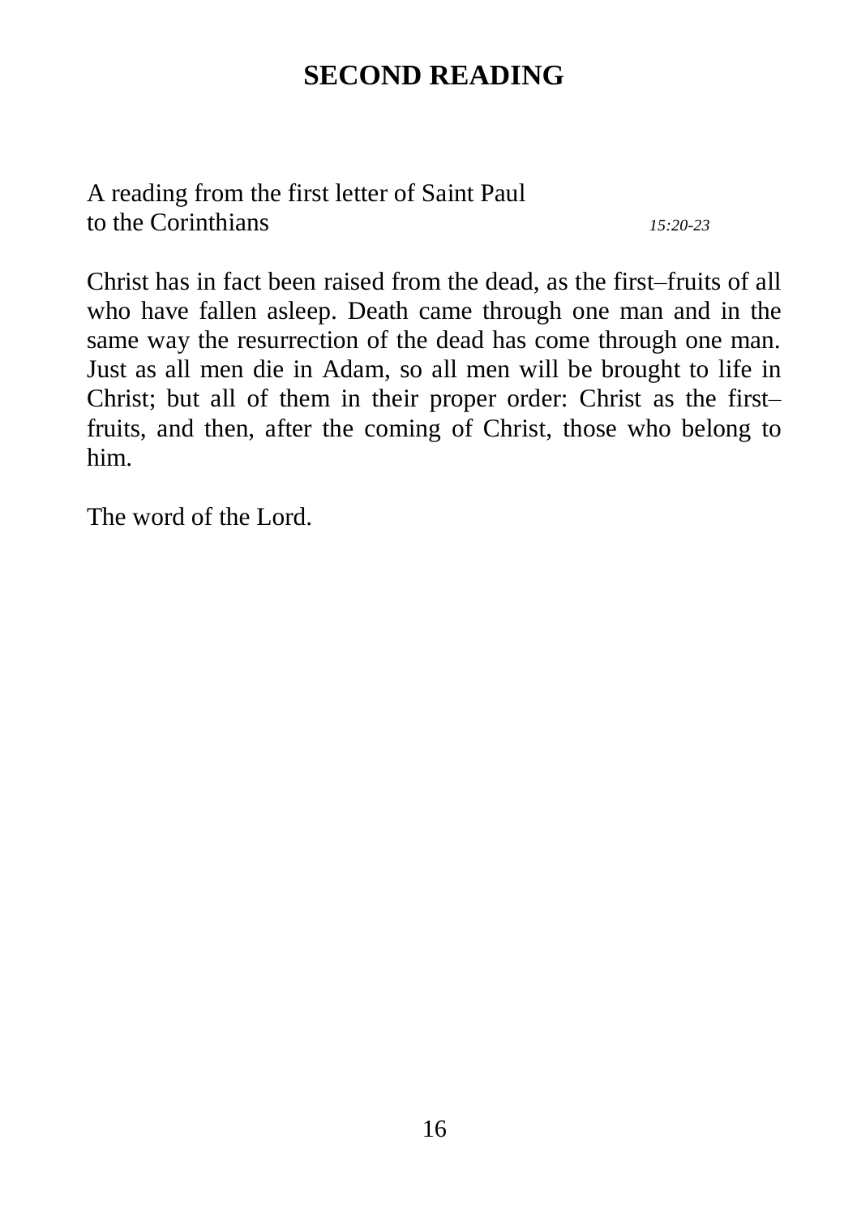# SECOND READING

A reading from the first letter of Saint Paul
to the Corinthians *15:20-23*

Christ has in fact been raised from the dead, as the first–fruits of all who have fallen asleep. Death came through one man and in the same way the resurrection of the dead has come through one man. Just as all men die in Adam, so all men will be brought to life in Christ; but all of them in their proper order: Christ as the first–fruits, and then, after the coming of Christ, those who belong to him.

The word of the Lord.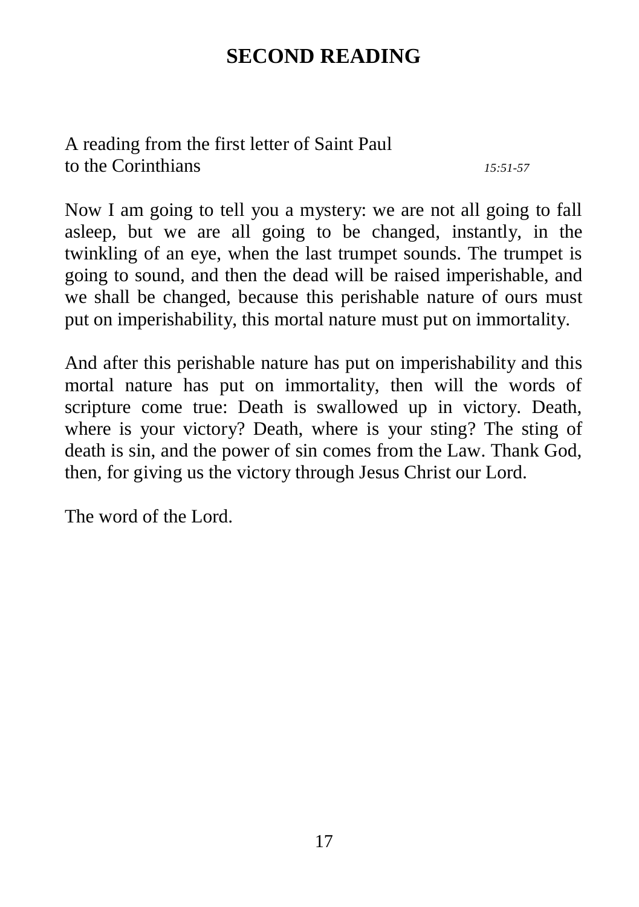# SECOND READING

A reading from the first letter of Saint Paul
to the Corinthians *15:51-57*

Now I am going to tell you a mystery: we are not all going to fall asleep, but we are all going to be changed, instantly, in the twinkling of an eye, when the last trumpet sounds. The trumpet is going to sound, and then the dead will be raised imperishable, and we shall be changed, because this perishable nature of ours must put on imperishability, this mortal nature must put on immortality.

And after this perishable nature has put on imperishability and this mortal nature has put on immortality, then will the words of scripture come true: Death is swallowed up in victory. Death, where is your victory? Death, where is your sting? The sting of death is sin, and the power of sin comes from the Law. Thank God, then, for giving us the victory through Jesus Christ our Lord.

The word of the Lord.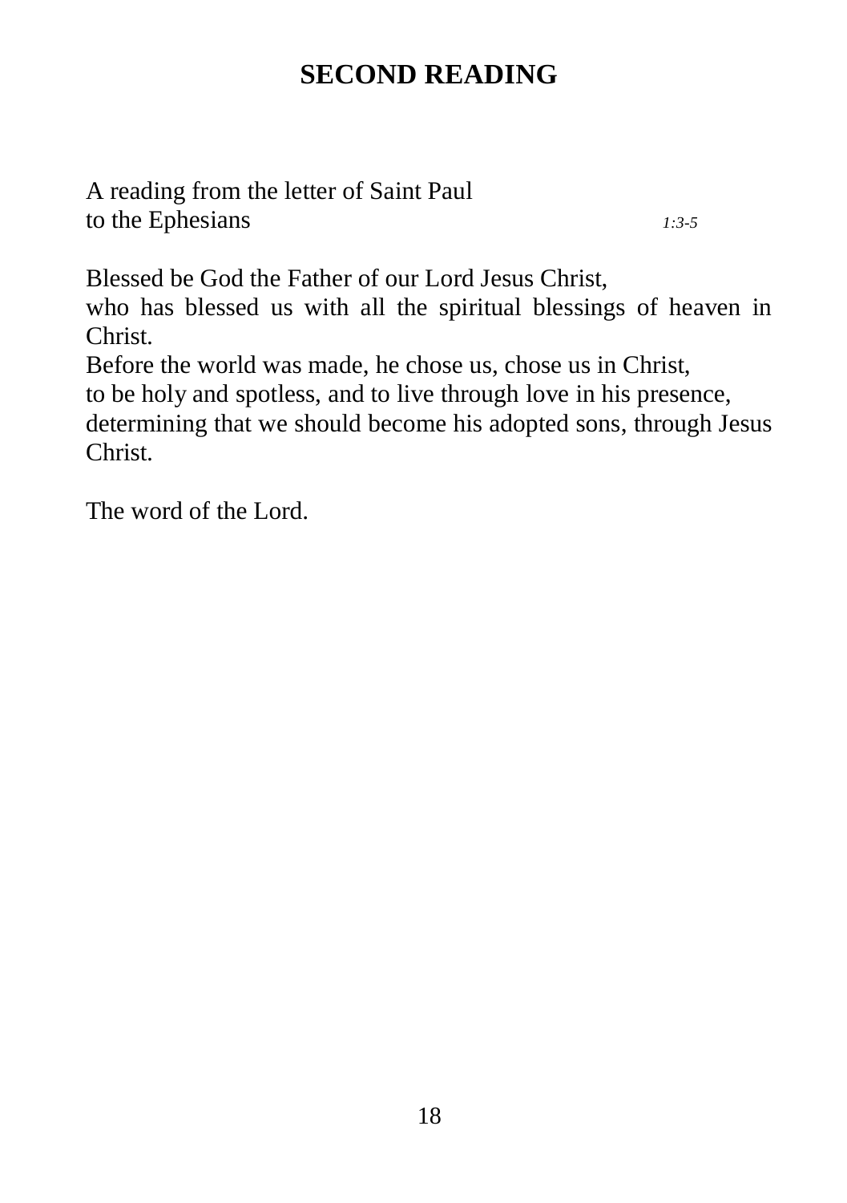# SECOND READING

A reading from the letter of Saint Paul
to the Ephesians *1:3-5*

Blessed be God the Father of our Lord Jesus Christ,
who has blessed us with all the spiritual blessings of heaven in Christ.
Before the world was made, he chose us, chose us in Christ,
to be holy and spotless, and to live through love in his presence,
determining that we should become his adopted sons, through Jesus Christ.

The word of the Lord.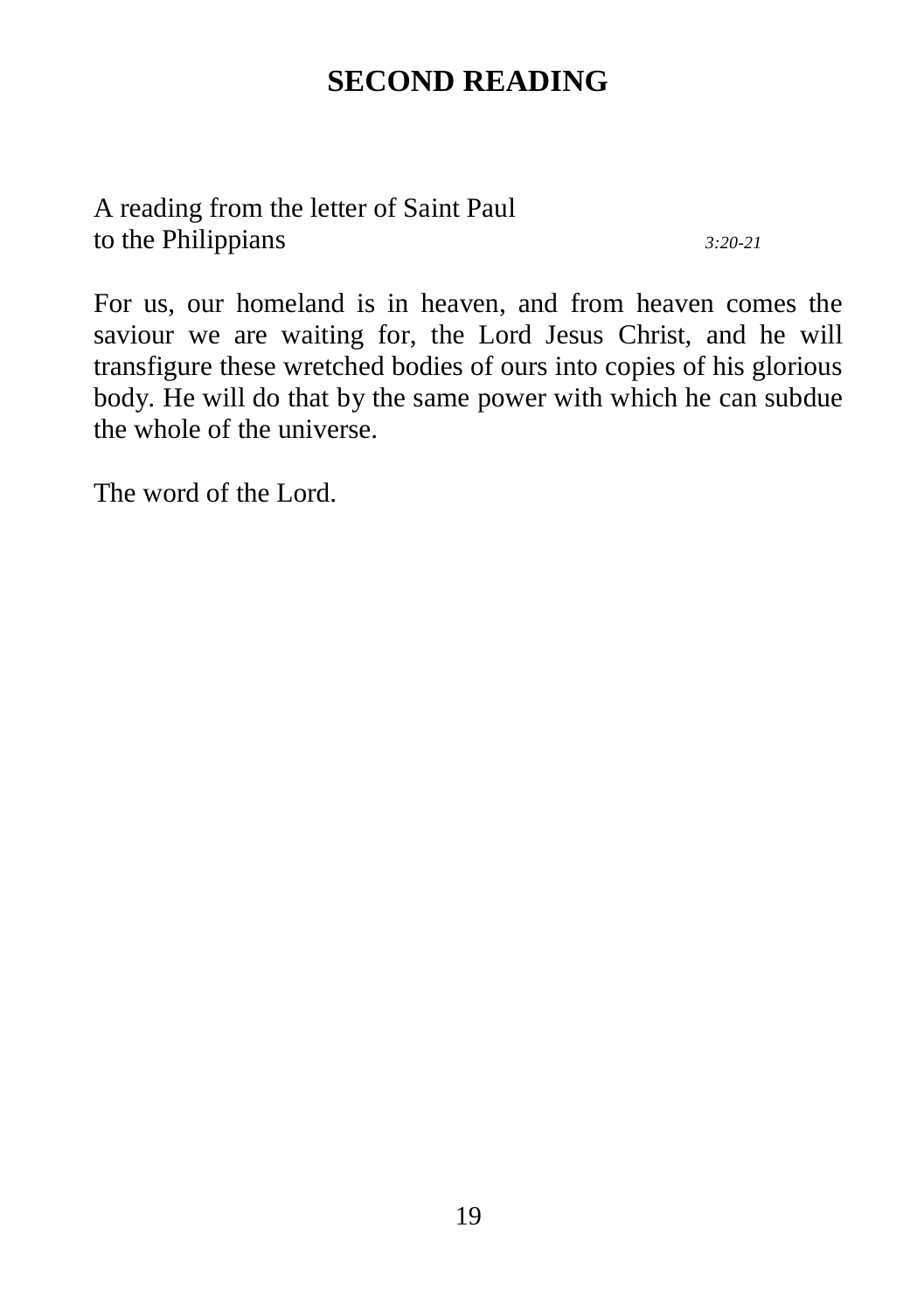# SECOND READING

A reading from the letter of Saint Paul
to the Philippians *3:20-21*

For us, our homeland is in heaven, and from heaven comes the saviour we are waiting for, the Lord Jesus Christ, and he will transfigure these wretched bodies of ours into copies of his glorious body. He will do that by the same power with which he can subdue the whole of the universe.

The word of the Lord.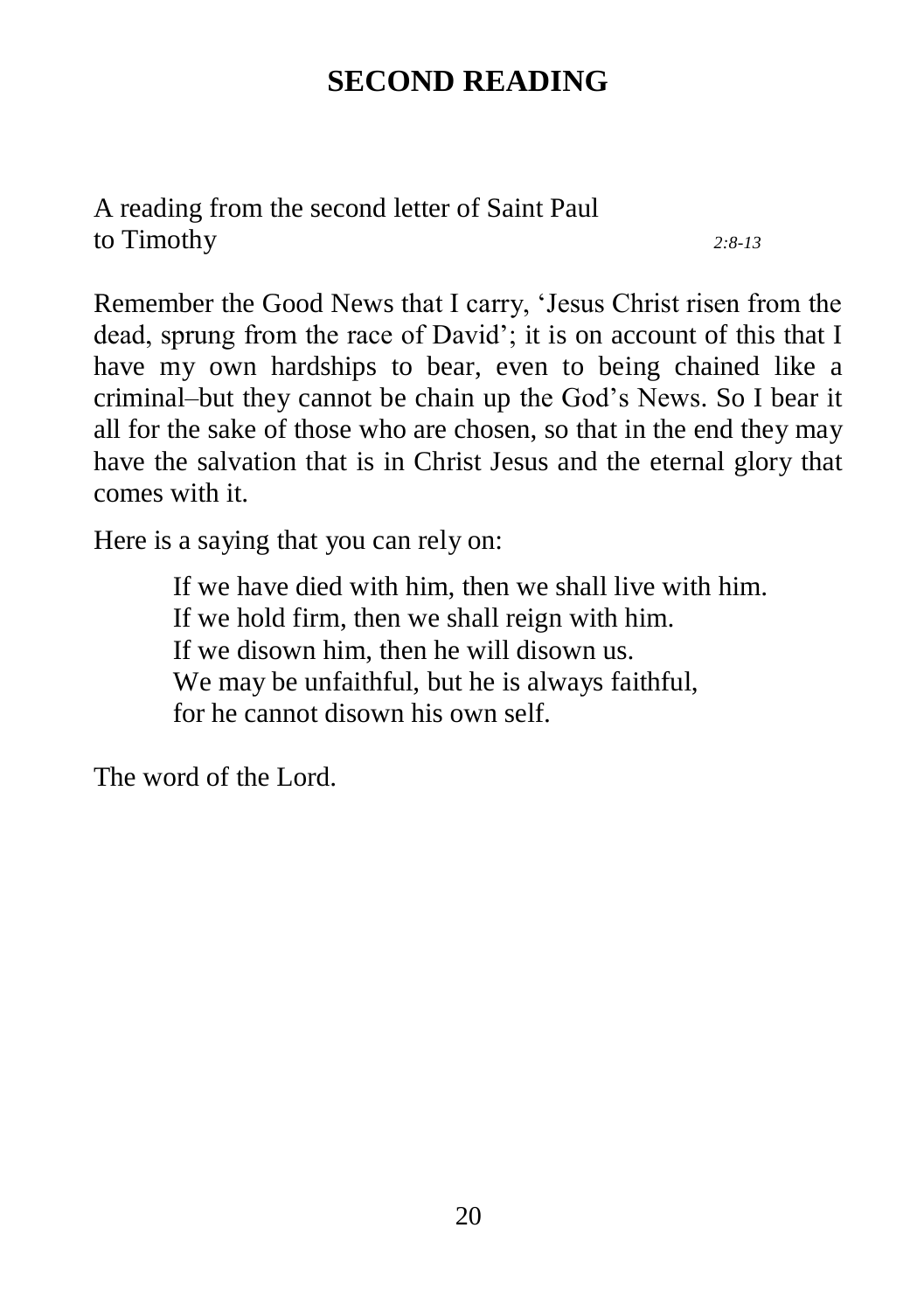# SECOND READING

A reading from the second letter of Saint Paul to Timothy *2:8-13*

Remember the Good News that I carry, 'Jesus Christ risen from the dead, sprung from the race of David'; it is on account of this that I have my own hardships to bear, even to being chained like a criminal–but they cannot be chain up the God's News. So I bear it all for the sake of those who are chosen, so that in the end they may have the salvation that is in Christ Jesus and the eternal glory that comes with it.

Here is a saying that you can rely on:

> If we have died with him, then we shall live with him.
> If we hold firm, then we shall reign with him.
> If we disown him, then he will disown us.
> We may be unfaithful, but he is always faithful,
> for he cannot disown his own self.

The word of the Lord.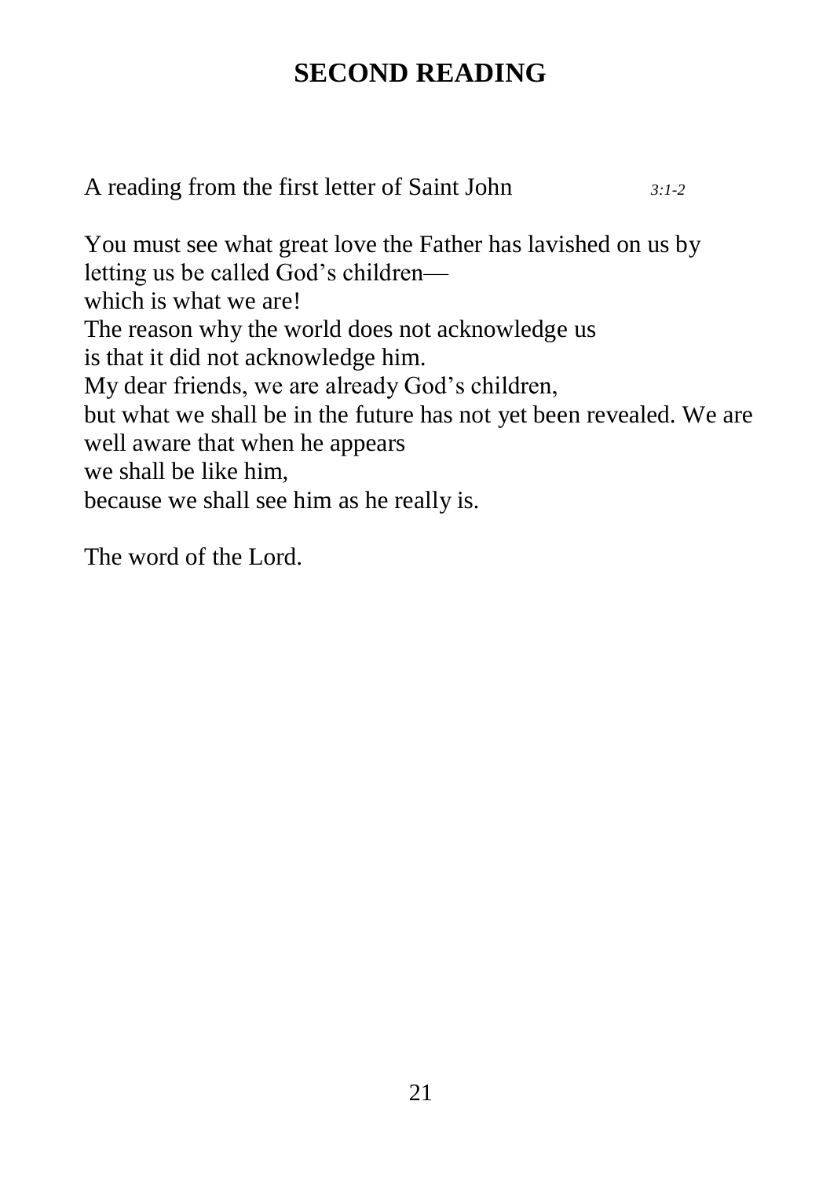# SECOND READING

A reading from the first letter of Saint John *3:1-2*

You must see what great love the Father has lavished on us by letting us be called God's children—  
which is what we are!  
The reason why the world does not acknowledge us  
is that it did not acknowledge him.  
My dear friends, we are already God's children,  
but what we shall be in the future has not yet been revealed. We are well aware that when he appears  
we shall be like him,  
because we shall see him as he really is.

The word of the Lord.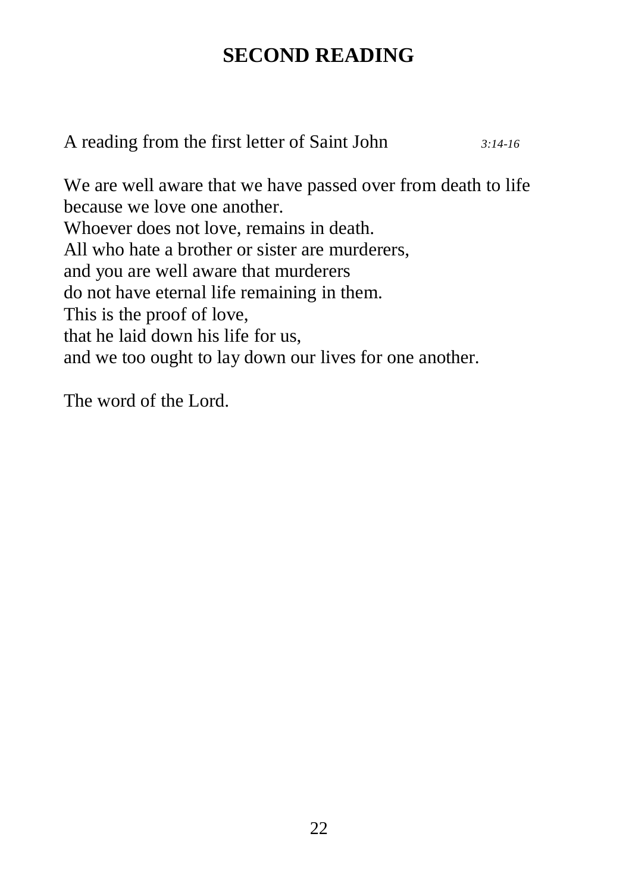# SECOND READING

A reading from the first letter of Saint John *3:14-16*

We are well aware that we have passed over from death to life
because we love one another.
Whoever does not love, remains in death.
All who hate a brother or sister are murderers,
and you are well aware that murderers
do not have eternal life remaining in them.
This is the proof of love,
that he laid down his life for us,
and we too ought to lay down our lives for one another.

The word of the Lord.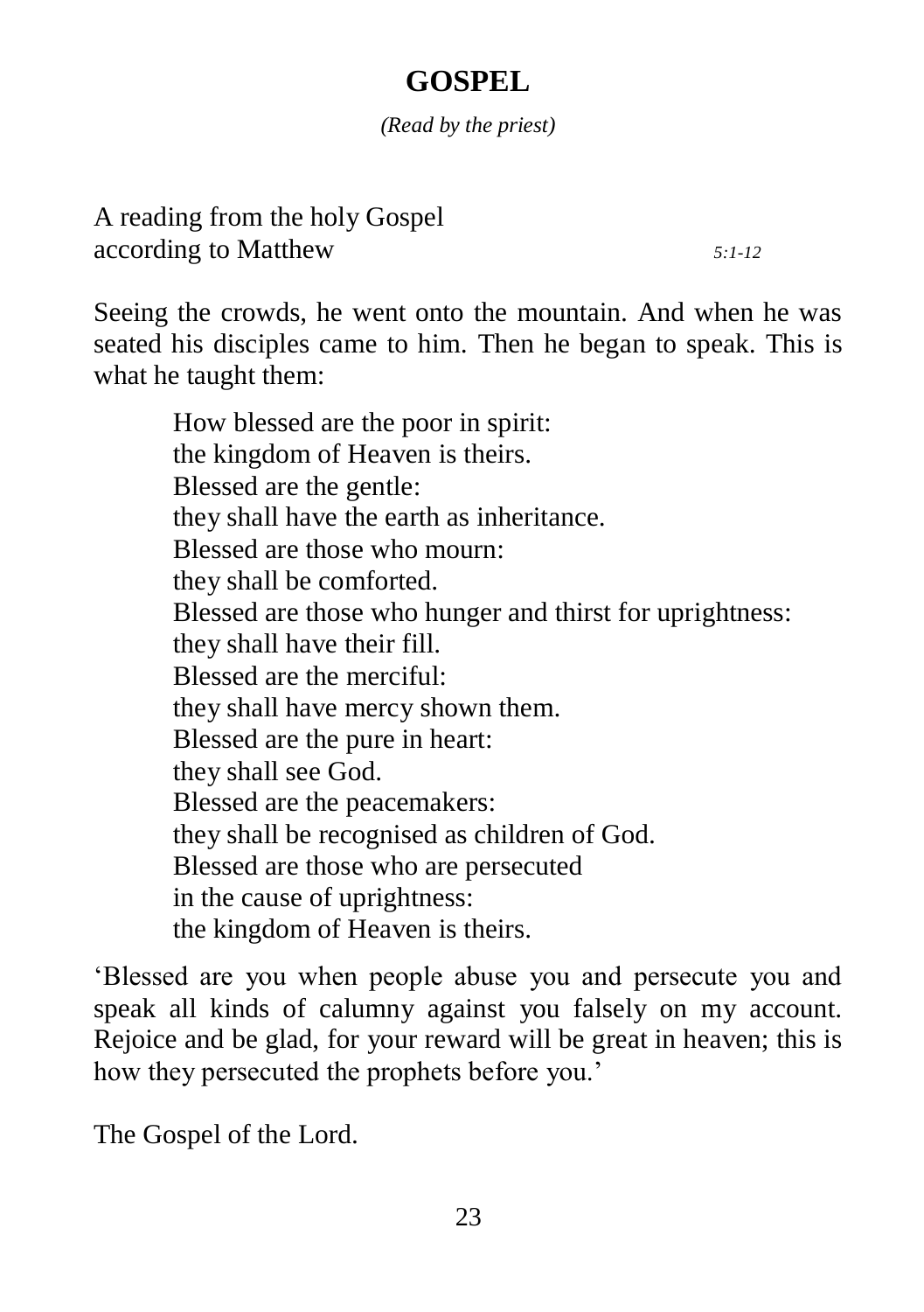# GOSPEL

*(Read by the priest)*

A reading from the holy Gospel
according to Matthew *5:1-12*

Seeing the crowds, he went onto the mountain. And when he was seated his disciples came to him. Then he began to speak. This is what he taught them:

> How blessed are the poor in spirit:
> the kingdom of Heaven is theirs.
> Blessed are the gentle:
> they shall have the earth as inheritance.
> Blessed are those who mourn:
> they shall be comforted.
> Blessed are those who hunger and thirst for uprightness:
> they shall have their fill.
> Blessed are the merciful:
> they shall have mercy shown them.
> Blessed are the pure in heart:
> they shall see God.
> Blessed are the peacemakers:
> they shall be recognised as children of God.
> Blessed are those who are persecuted
> in the cause of uprightness:
> the kingdom of Heaven is theirs.

'Blessed are you when people abuse you and persecute you and speak all kinds of calumny against you falsely on my account. Rejoice and be glad, for your reward will be great in heaven; this is how they persecuted the prophets before you.'

The Gospel of the Lord.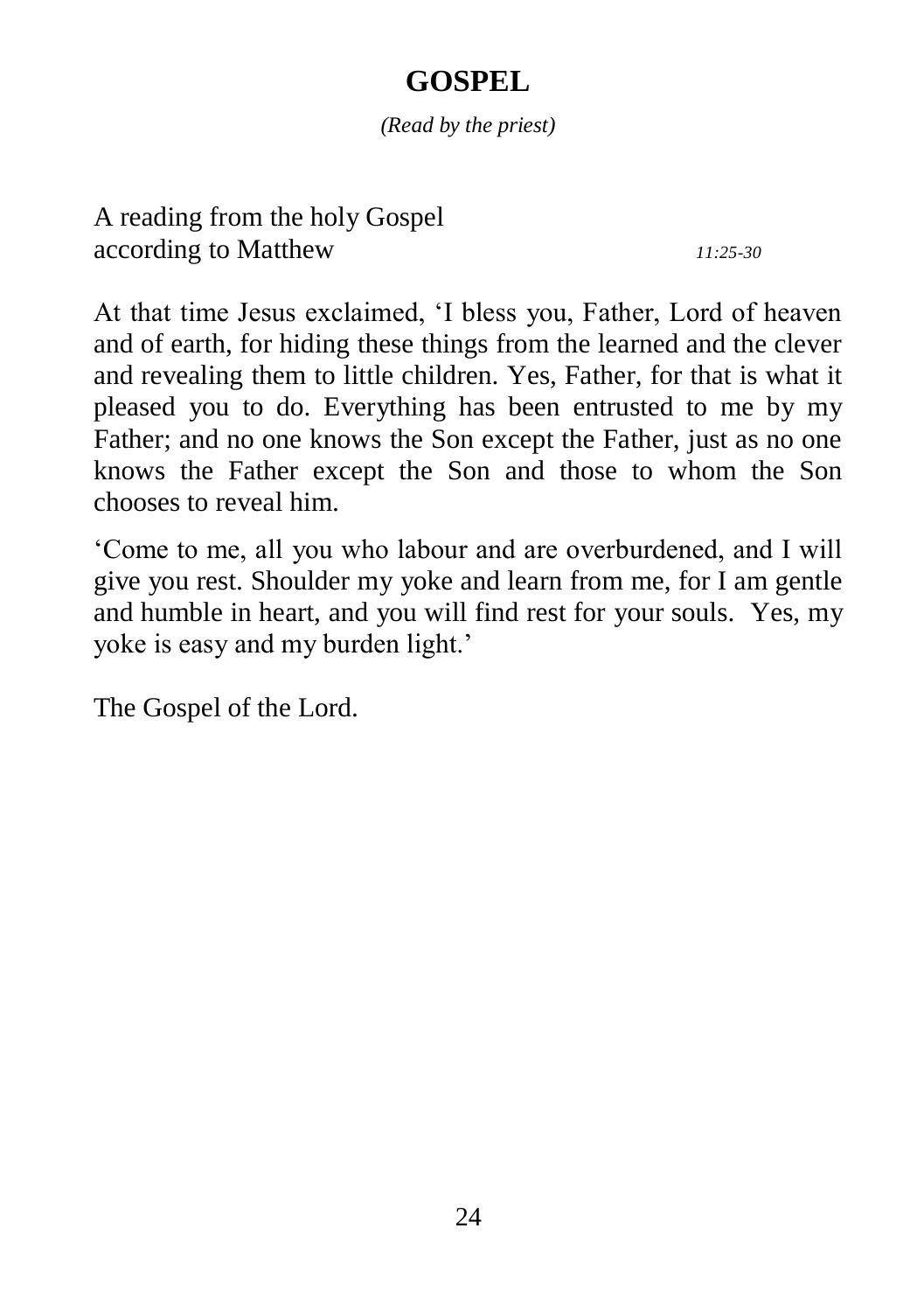# GOSPEL

*(Read by the priest)*

A reading from the holy Gospel
according to Matthew *11:25-30*

At that time Jesus exclaimed, 'I bless you, Father, Lord of heaven and of earth, for hiding these things from the learned and the clever and revealing them to little children. Yes, Father, for that is what it pleased you to do. Everything has been entrusted to me by my Father; and no one knows the Son except the Father, just as no one knows the Father except the Son and those to whom the Son chooses to reveal him.

'Come to me, all you who labour and are overburdened, and I will give you rest. Shoulder my yoke and learn from me, for I am gentle and humble in heart, and you will find rest for your souls. Yes, my yoke is easy and my burden light.'

The Gospel of the Lord.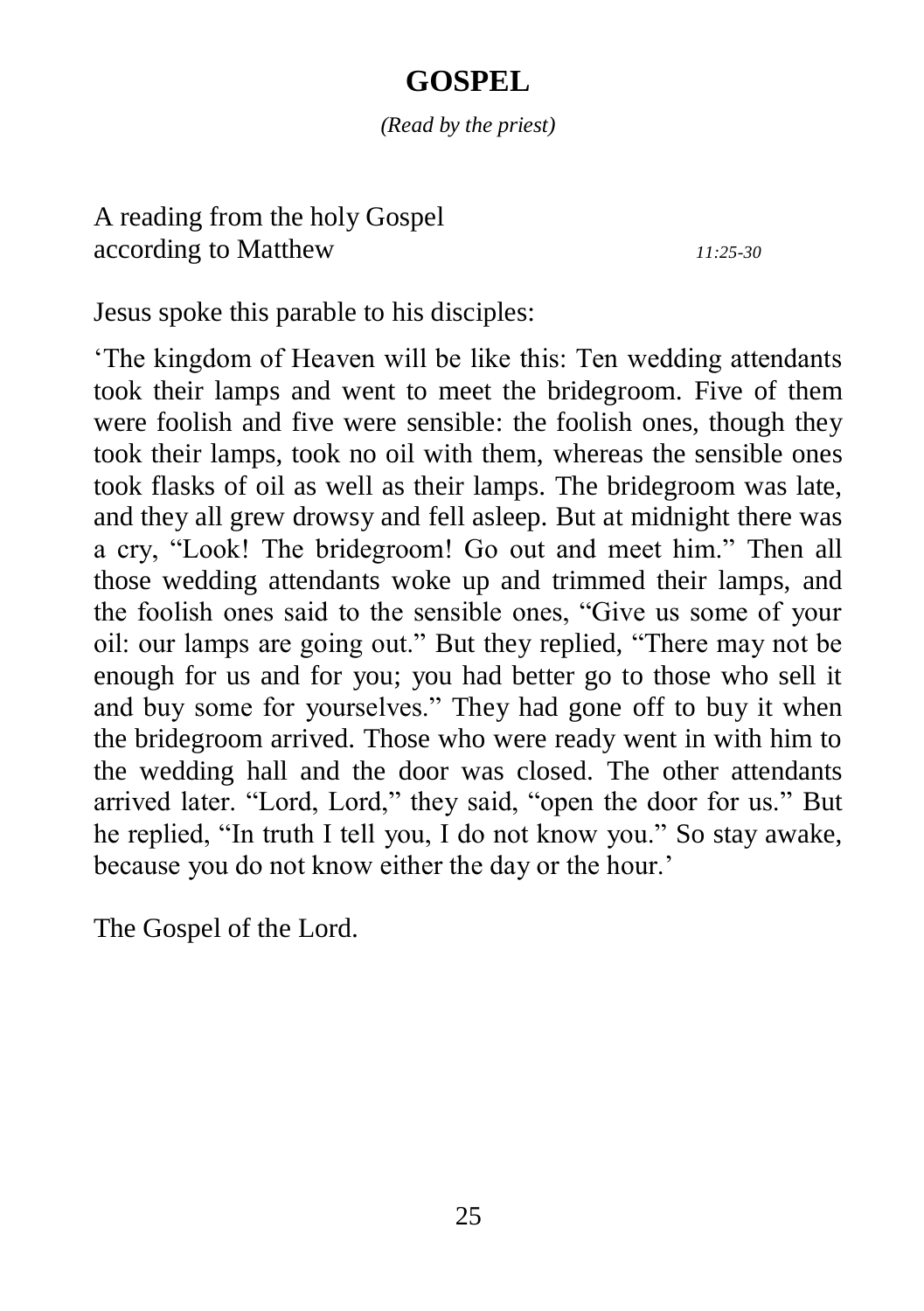# GOSPEL

*(Read by the priest)*

A reading from the holy Gospel
according to Matthew *11:25-30*

Jesus spoke this parable to his disciples:

'The kingdom of Heaven will be like this: Ten wedding attendants took their lamps and went to meet the bridegroom. Five of them were foolish and five were sensible: the foolish ones, though they took their lamps, took no oil with them, whereas the sensible ones took flasks of oil as well as their lamps. The bridegroom was late, and they all grew drowsy and fell asleep. But at midnight there was a cry, "Look! The bridegroom! Go out and meet him." Then all those wedding attendants woke up and trimmed their lamps, and the foolish ones said to the sensible ones, "Give us some of your oil: our lamps are going out." But they replied, "There may not be enough for us and for you; you had better go to those who sell it and buy some for yourselves." They had gone off to buy it when the bridegroom arrived. Those who were ready went in with him to the wedding hall and the door was closed. The other attendants arrived later. "Lord, Lord," they said, "open the door for us." But he replied, "In truth I tell you, I do not know you." So stay awake, because you do not know either the day or the hour.'

The Gospel of the Lord.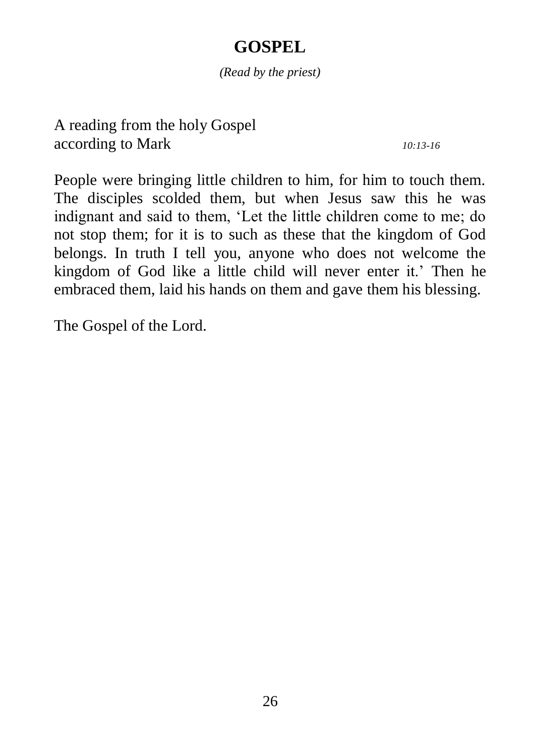# GOSPEL

*(Read by the priest)*

A reading from the holy Gospel
according to Mark *10:13-16*

People were bringing little children to him, for him to touch them. The disciples scolded them, but when Jesus saw this he was indignant and said to them, 'Let the little children come to me; do not stop them; for it is to such as these that the kingdom of God belongs. In truth I tell you, anyone who does not welcome the kingdom of God like a little child will never enter it.' Then he embraced them, laid his hands on them and gave them his blessing.

The Gospel of the Lord.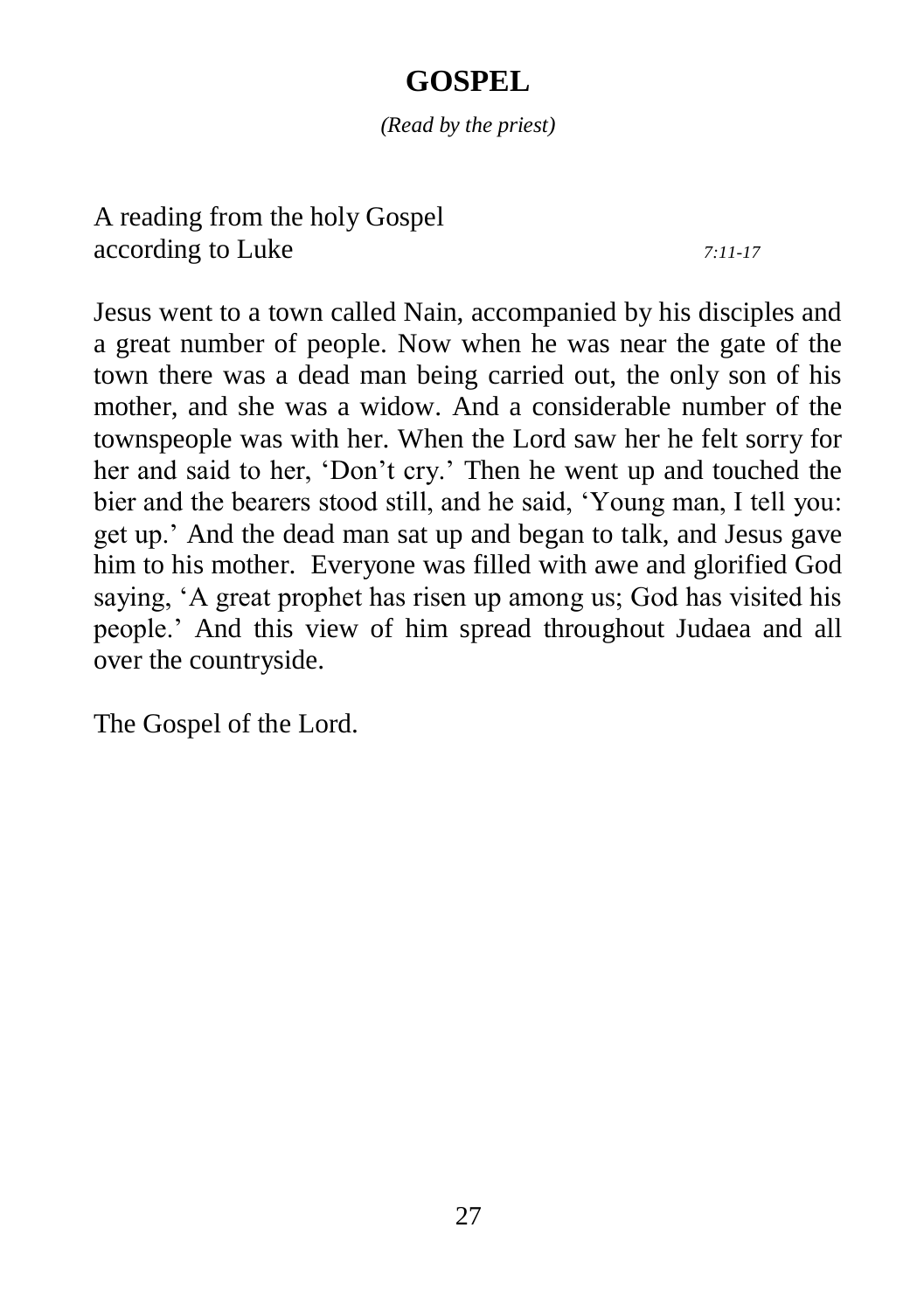# GOSPEL

*(Read by the priest)*

A reading from the holy Gospel
according to Luke *7:11-17*

Jesus went to a town called Nain, accompanied by his disciples and a great number of people. Now when he was near the gate of the town there was a dead man being carried out, the only son of his mother, and she was a widow. And a considerable number of the townspeople was with her. When the Lord saw her he felt sorry for her and said to her, 'Don't cry.' Then he went up and touched the bier and the bearers stood still, and he said, 'Young man, I tell you: get up.' And the dead man sat up and began to talk, and Jesus gave him to his mother. Everyone was filled with awe and glorified God saying, 'A great prophet has risen up among us; God has visited his people.' And this view of him spread throughout Judaea and all over the countryside.

The Gospel of the Lord.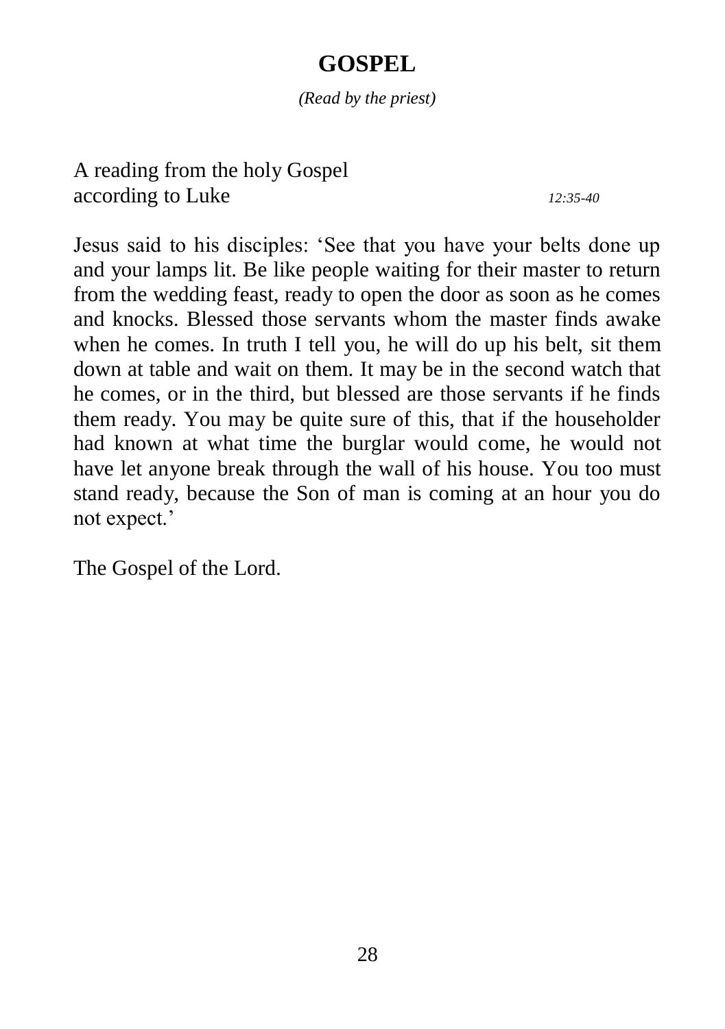# GOSPEL

*(Read by the priest)*

A reading from the holy Gospel
according to Luke *12:35-40*

Jesus said to his disciples: 'See that you have your belts done up and your lamps lit. Be like people waiting for their master to return from the wedding feast, ready to open the door as soon as he comes and knocks. Blessed those servants whom the master finds awake when he comes. In truth I tell you, he will do up his belt, sit them down at table and wait on them. It may be in the second watch that he comes, or in the third, but blessed are those servants if he finds them ready. You may be quite sure of this, that if the householder had known at what time the burglar would come, he would not have let anyone break through the wall of his house. You too must stand ready, because the Son of man is coming at an hour you do not expect.'

The Gospel of the Lord.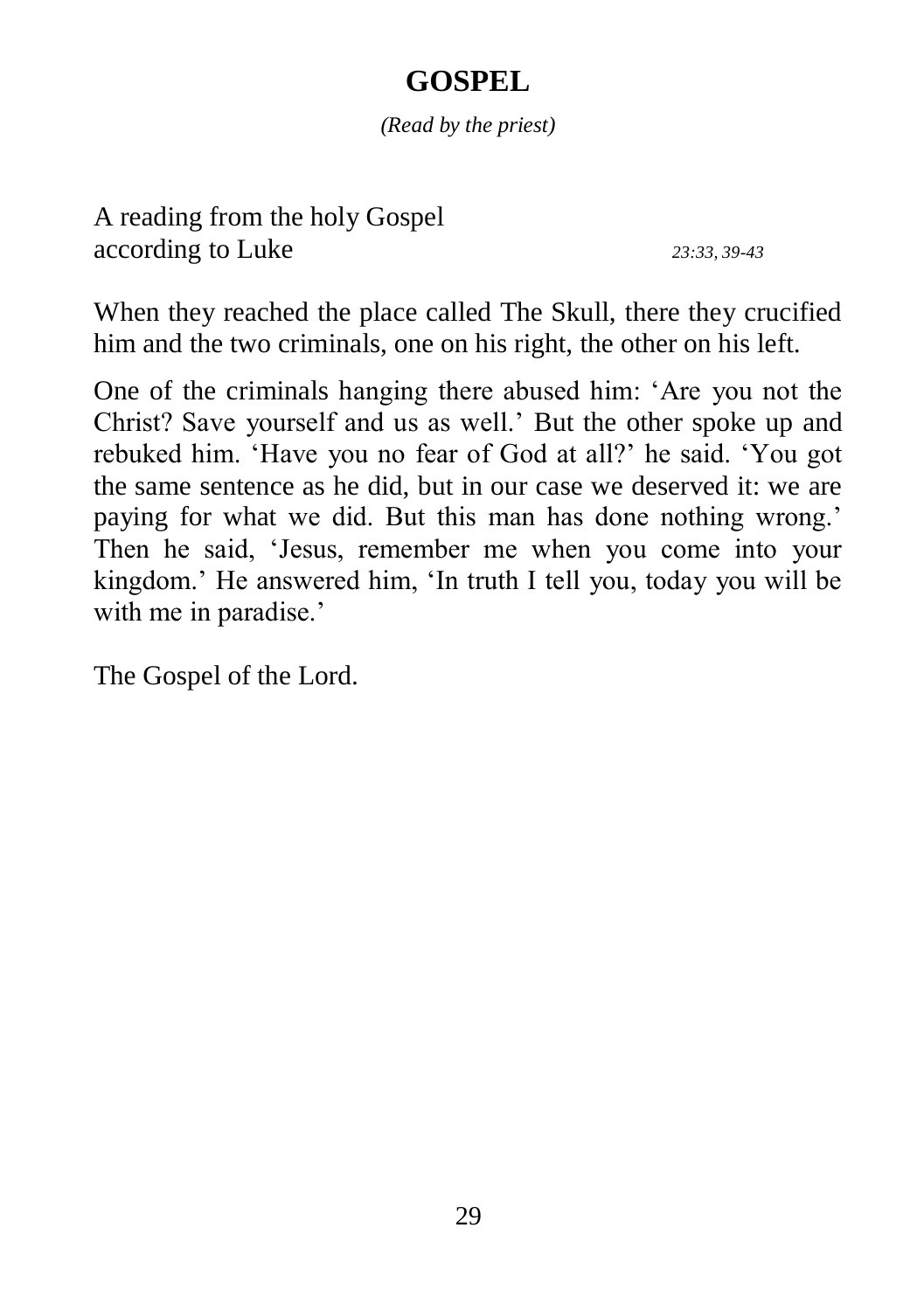# GOSPEL

*(Read by the priest)*

A reading from the holy Gospel
according to Luke *23:33, 39-43*

When they reached the place called The Skull, there they crucified him and the two criminals, one on his right, the other on his left.

One of the criminals hanging there abused him: 'Are you not the Christ? Save yourself and us as well.' But the other spoke up and rebuked him. 'Have you no fear of God at all?' he said. 'You got the same sentence as he did, but in our case we deserved it: we are paying for what we did. But this man has done nothing wrong.' Then he said, 'Jesus, remember me when you come into your kingdom.' He answered him, 'In truth I tell you, today you will be with me in paradise.'

The Gospel of the Lord.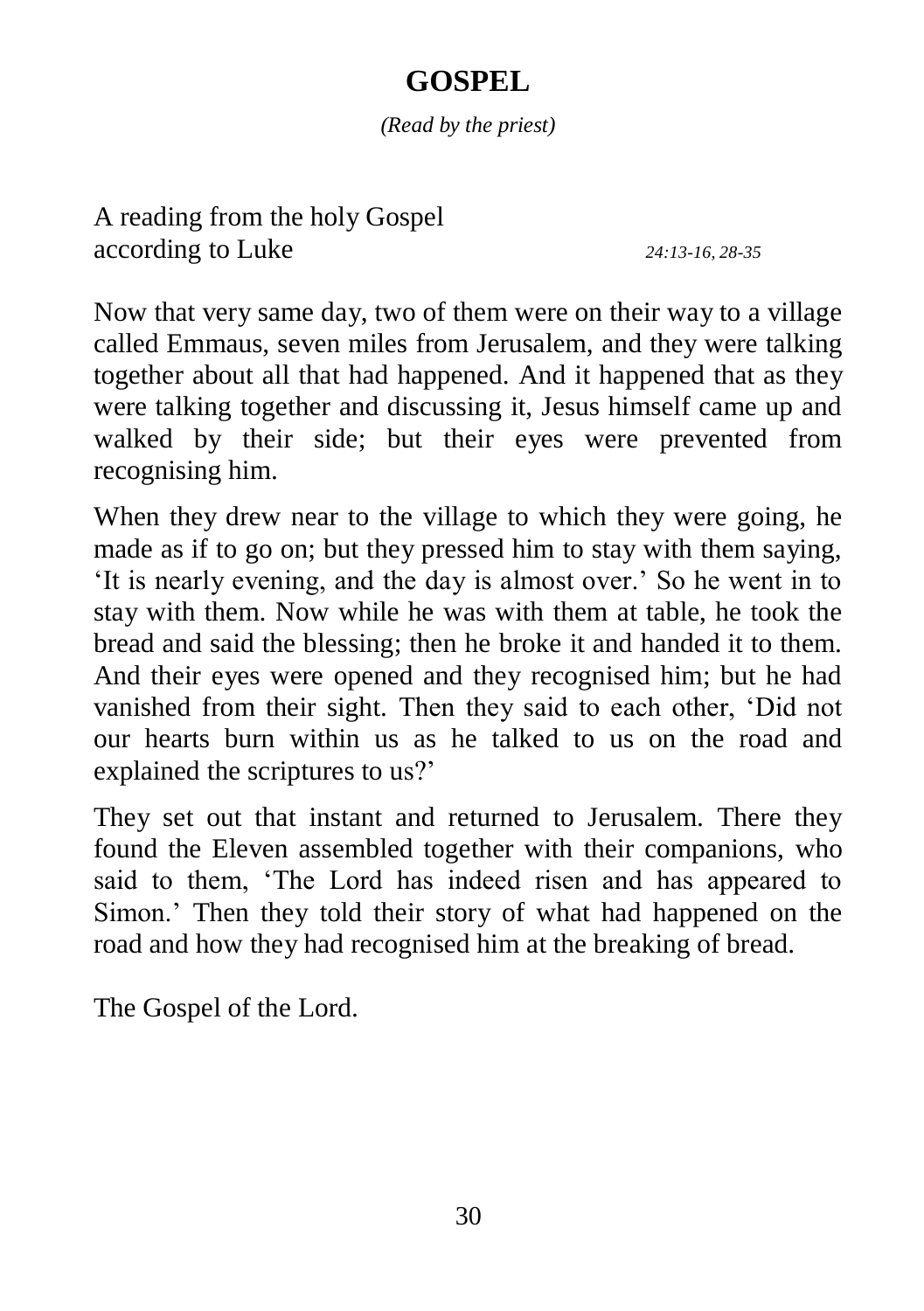# GOSPEL

*(Read by the priest)*

A reading from the holy Gospel
according to Luke *24:13-16, 28-35*

Now that very same day, two of them were on their way to a village called Emmaus, seven miles from Jerusalem, and they were talking together about all that had happened. And it happened that as they were talking together and discussing it, Jesus himself came up and walked by their side; but their eyes were prevented from recognising him.

When they drew near to the village to which they were going, he made as if to go on; but they pressed him to stay with them saying, 'It is nearly evening, and the day is almost over.' So he went in to stay with them. Now while he was with them at table, he took the bread and said the blessing; then he broke it and handed it to them. And their eyes were opened and they recognised him; but he had vanished from their sight. Then they said to each other, 'Did not our hearts burn within us as he talked to us on the road and explained the scriptures to us?'

They set out that instant and returned to Jerusalem. There they found the Eleven assembled together with their companions, who said to them, 'The Lord has indeed risen and has appeared to Simon.' Then they told their story of what had happened on the road and how they had recognised him at the breaking of bread.

The Gospel of the Lord.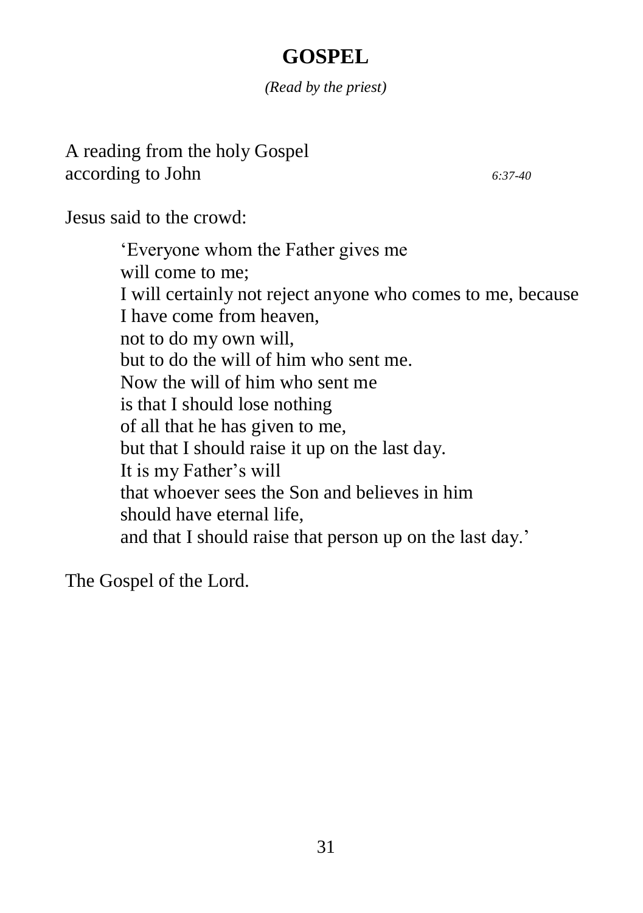# GOSPEL

*(Read by the priest)*

A reading from the holy Gospel
according to John *6:37-40*

Jesus said to the crowd:

> 'Everyone whom the Father gives me
> will come to me;
> I will certainly not reject anyone who comes to me, because
> I have come from heaven,
> not to do my own will,
> but to do the will of him who sent me.
> Now the will of him who sent me
> is that I should lose nothing
> of all that he has given to me,
> but that I should raise it up on the last day.
> It is my Father's will
> that whoever sees the Son and believes in him
> should have eternal life,
> and that I should raise that person up on the last day.'

The Gospel of the Lord.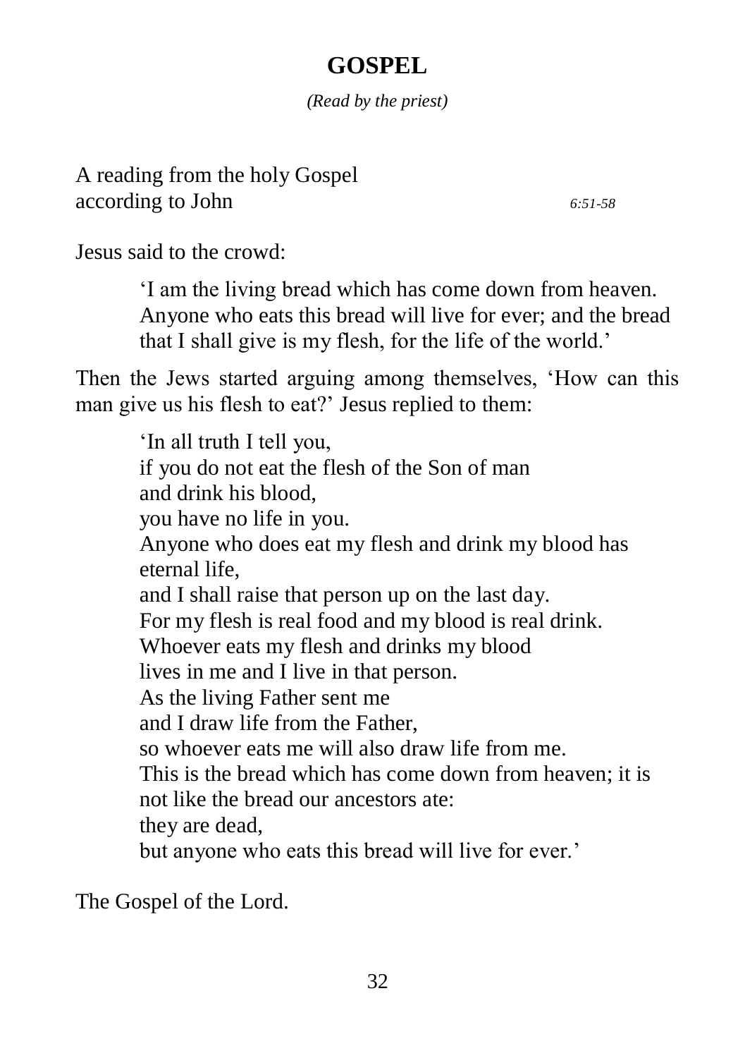# GOSPEL

*(Read by the priest)*

A reading from the holy Gospel
according to John *6:51-58*

Jesus said to the crowd:

> 'I am the living bread which has come down from heaven. Anyone who eats this bread will live for ever; and the bread that I shall give is my flesh, for the life of the world.'

Then the Jews started arguing among themselves, 'How can this man give us his flesh to eat?' Jesus replied to them:

> 'In all truth I tell you,
> if you do not eat the flesh of the Son of man
> and drink his blood,
> you have no life in you.
> Anyone who does eat my flesh and drink my blood has eternal life,
> and I shall raise that person up on the last day.
> For my flesh is real food and my blood is real drink.
> Whoever eats my flesh and drinks my blood
> lives in me and I live in that person.
> As the living Father sent me
> and I draw life from the Father,
> so whoever eats me will also draw life from me.
> This is the bread which has come down from heaven; it is not like the bread our ancestors ate:
> they are dead,
> but anyone who eats this bread will live for ever.'

The Gospel of the Lord.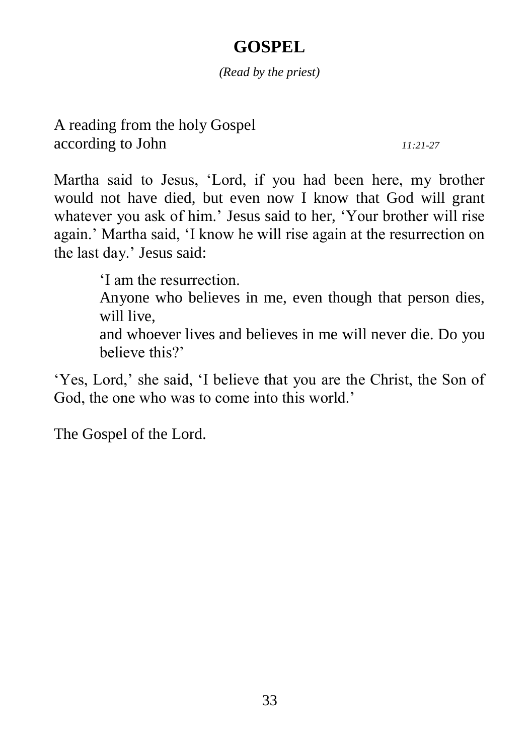# GOSPEL

*(Read by the priest)*

A reading from the holy Gospel
according to John *11:21-27*

Martha said to Jesus, 'Lord, if you had been here, my brother would not have died, but even now I know that God will grant whatever you ask of him.' Jesus said to her, 'Your brother will rise again.' Martha said, 'I know he will rise again at the resurrection on the last day.' Jesus said:

> 'I am the resurrection.
> Anyone who believes in me, even though that person dies, will live,
> and whoever lives and believes in me will never die. Do you believe this?'

'Yes, Lord,' she said, 'I believe that you are the Christ, the Son of God, the one who was to come into this world.'

The Gospel of the Lord.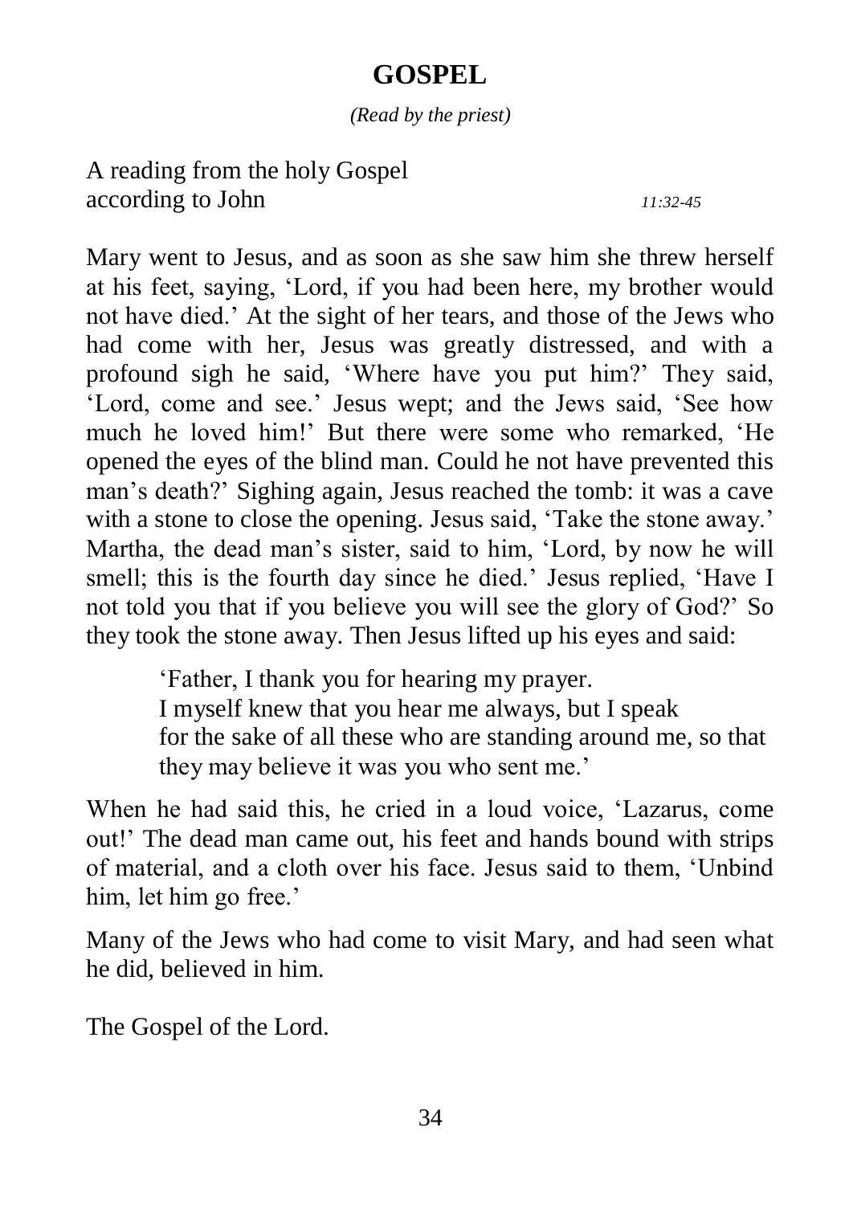# GOSPEL

*(Read by the priest)*

A reading from the holy Gospel
according to John *11:32-45*

Mary went to Jesus, and as soon as she saw him she threw herself at his feet, saying, 'Lord, if you had been here, my brother would not have died.' At the sight of her tears, and those of the Jews who had come with her, Jesus was greatly distressed, and with a profound sigh he said, 'Where have you put him?' They said, 'Lord, come and see.' Jesus wept; and the Jews said, 'See how much he loved him!' But there were some who remarked, 'He opened the eyes of the blind man. Could he not have prevented this man's death?' Sighing again, Jesus reached the tomb: it was a cave with a stone to close the opening. Jesus said, 'Take the stone away.' Martha, the dead man's sister, said to him, 'Lord, by now he will smell; this is the fourth day since he died.' Jesus replied, 'Have I not told you that if you believe you will see the glory of God?' So they took the stone away. Then Jesus lifted up his eyes and said:

> 'Father, I thank you for hearing my prayer.
> I myself knew that you hear me always, but I speak
> for the sake of all these who are standing around me, so that
> they may believe it was you who sent me.'

When he had said this, he cried in a loud voice, 'Lazarus, come out!' The dead man came out, his feet and hands bound with strips of material, and a cloth over his face. Jesus said to them, 'Unbind him, let him go free.'

Many of the Jews who had come to visit Mary, and had seen what he did, believed in him.

The Gospel of the Lord.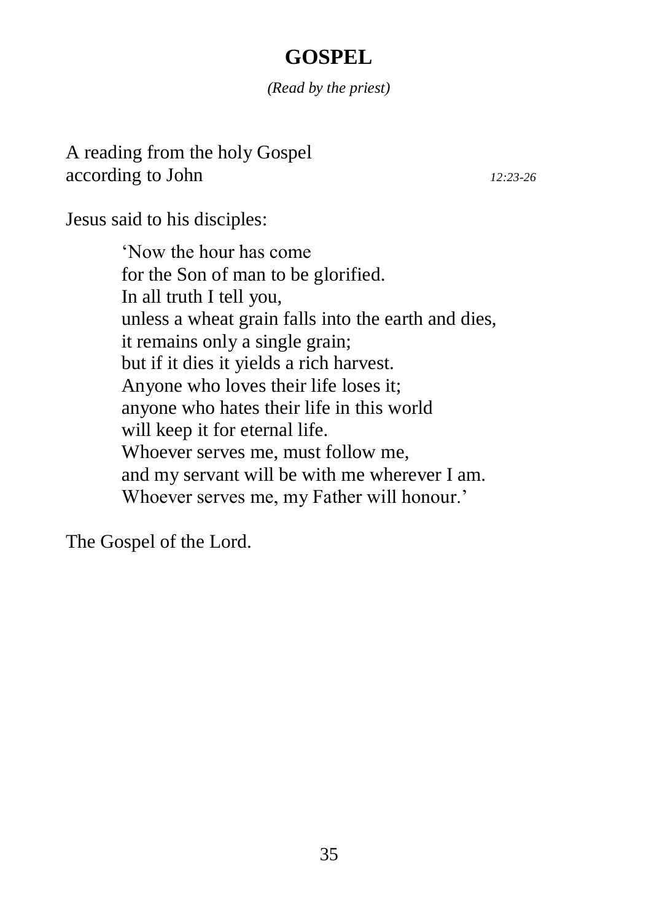# GOSPEL

*(Read by the priest)*

A reading from the holy Gospel
according to John *12:23-26*

Jesus said to his disciples:

> 'Now the hour has come
> for the Son of man to be glorified.
> In all truth I tell you,
> unless a wheat grain falls into the earth and dies,
> it remains only a single grain;
> but if it dies it yields a rich harvest.
> Anyone who loves their life loses it;
> anyone who hates their life in this world
> will keep it for eternal life.
> Whoever serves me, must follow me,
> and my servant will be with me wherever I am.
> Whoever serves me, my Father will honour.'

The Gospel of the Lord.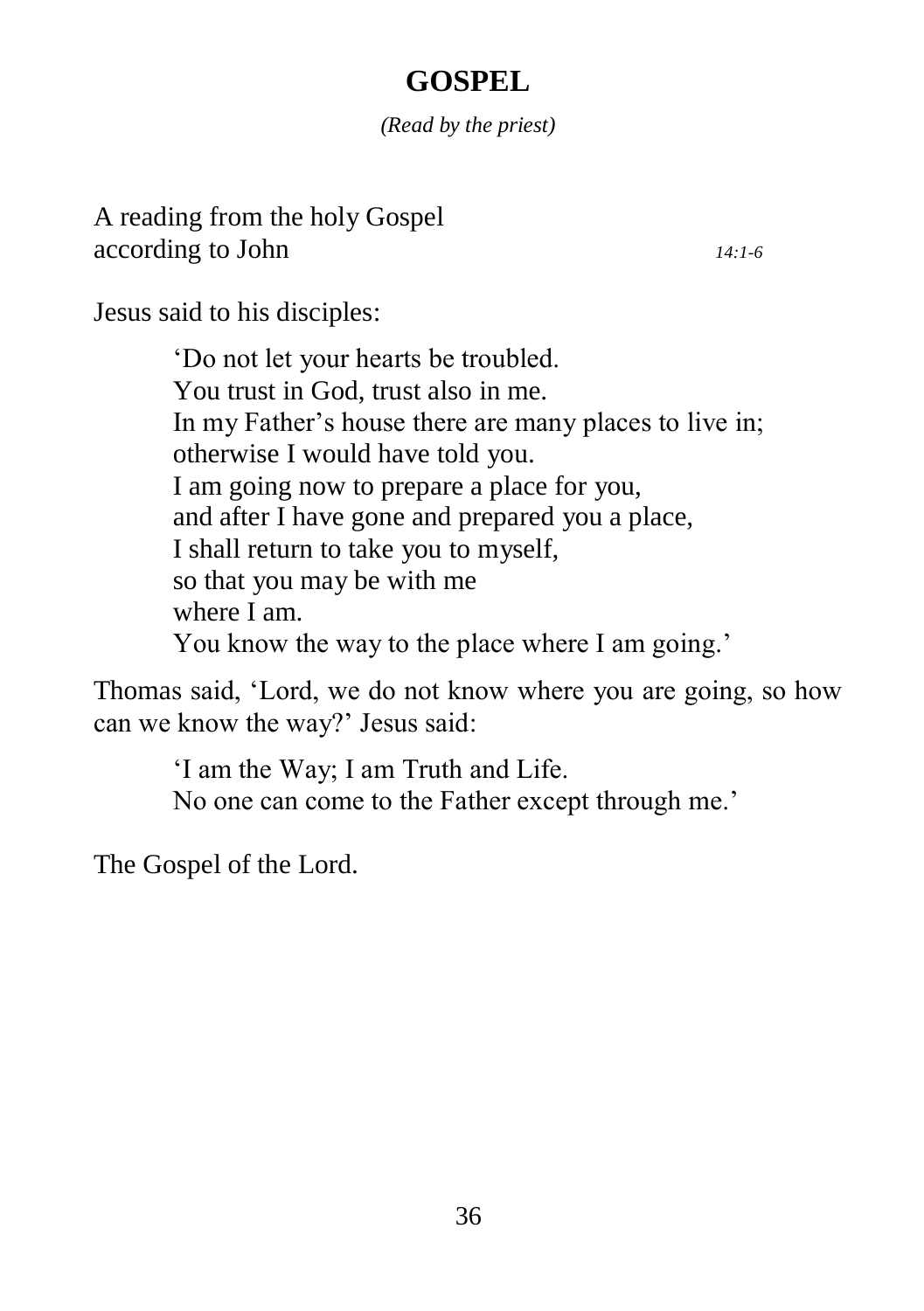# GOSPEL

*(Read by the priest)*

A reading from the holy Gospel
according to John *14:1-6*

Jesus said to his disciples:

> 'Do not let your hearts be troubled.
> You trust in God, trust also in me.
> In my Father's house there are many places to live in;
> otherwise I would have told you.
> I am going now to prepare a place for you,
> and after I have gone and prepared you a place,
> I shall return to take you to myself,
> so that you may be with me
> where I am.
> You know the way to the place where I am going.'

Thomas said, 'Lord, we do not know where you are going, so how can we know the way?' Jesus said:

> 'I am the Way; I am Truth and Life.
> No one can come to the Father except through me.'

The Gospel of the Lord.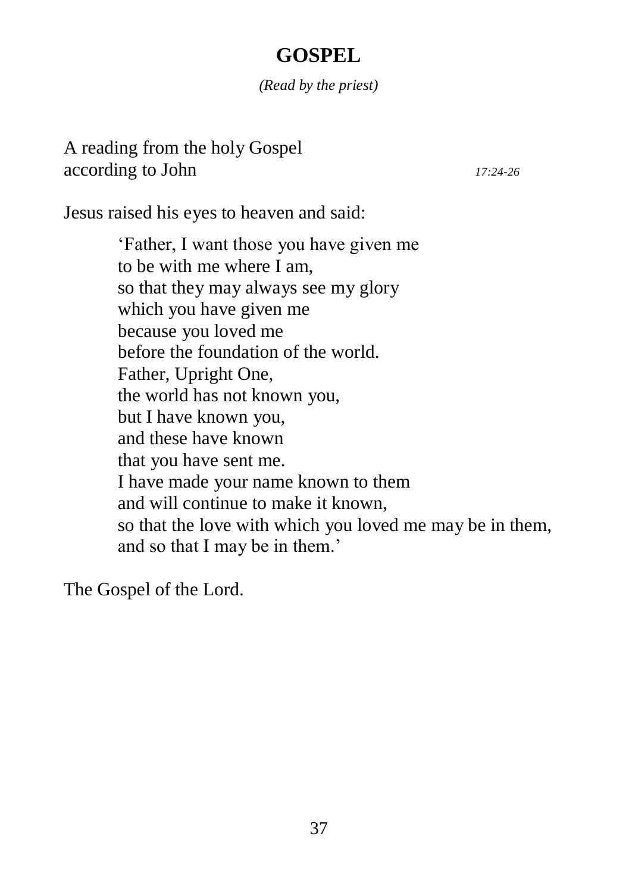# GOSPEL

*(Read by the priest)*

A reading from the holy Gospel
according to John *17:24-26*

Jesus raised his eyes to heaven and said:

> 'Father, I want those you have given me
> to be with me where I am,
> so that they may always see my glory
> which you have given me
> because you loved me
> before the foundation of the world.
> Father, Upright One,
> the world has not known you,
> but I have known you,
> and these have known
> that you have sent me.
> I have made your name known to them
> and will continue to make it known,
> so that the love with which you loved me may be in them,
> and so that I may be in them.'

The Gospel of the Lord.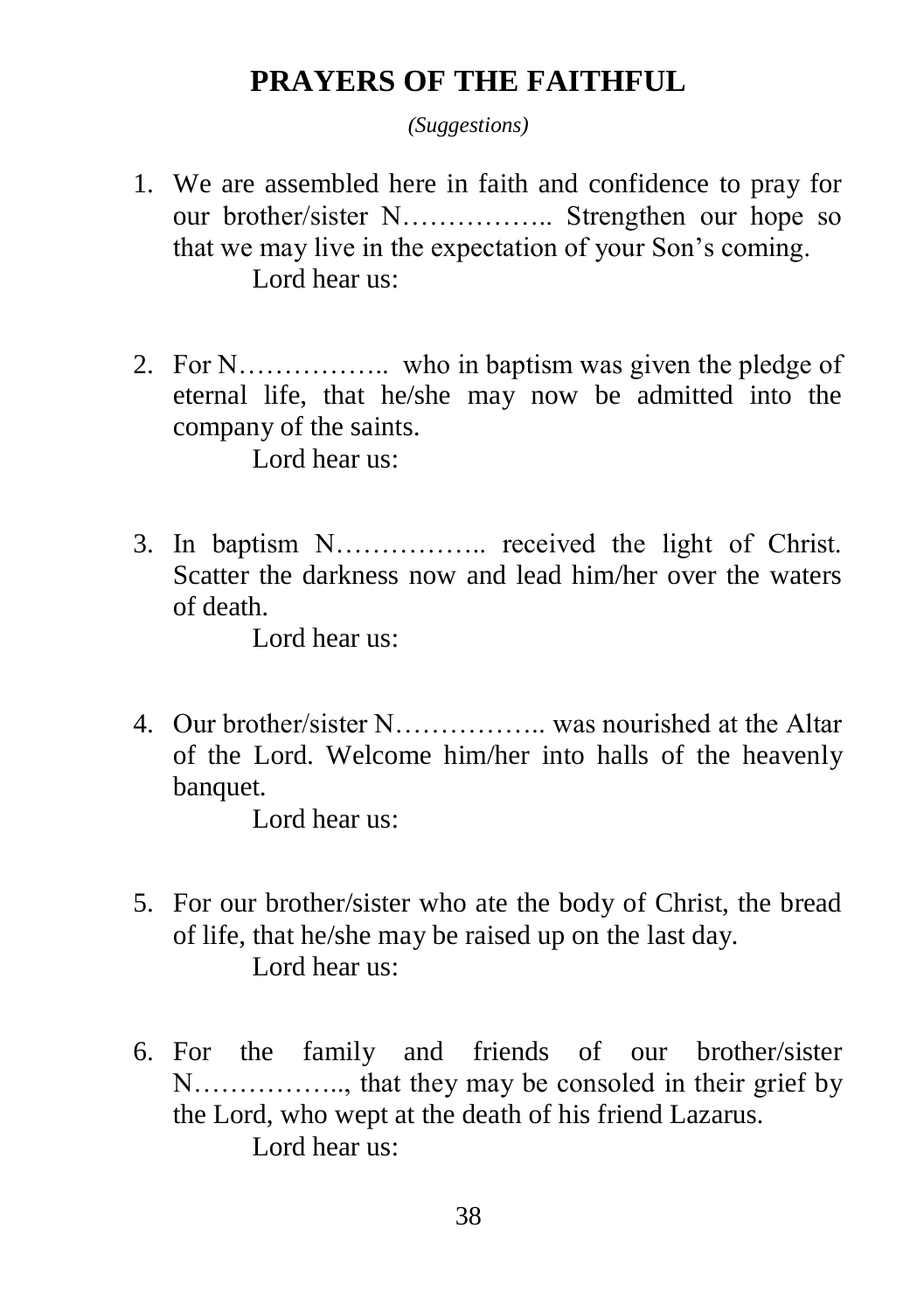# PRAYERS OF THE FAITHFUL

*(Suggestions)*

1. We are assembled here in faith and confidence to pray for our brother/sister N…………….. Strengthen our hope so that we may live in the expectation of your Son's coming.
   Lord hear us:

2. For N…………….. who in baptism was given the pledge of eternal life, that he/she may now be admitted into the company of the saints.
   Lord hear us:

3. In baptism N…………….. received the light of Christ. Scatter the darkness now and lead him/her over the waters of death.
   Lord hear us:

4. Our brother/sister N…………….. was nourished at the Altar of the Lord. Welcome him/her into halls of the heavenly banquet.
   Lord hear us:

5. For our brother/sister who ate the body of Christ, the bread of life, that he/she may be raised up on the last day.
   Lord hear us:

6. For the family and friends of our brother/sister N…………….., that they may be consoled in their grief by the Lord, who wept at the death of his friend Lazarus.
   Lord hear us: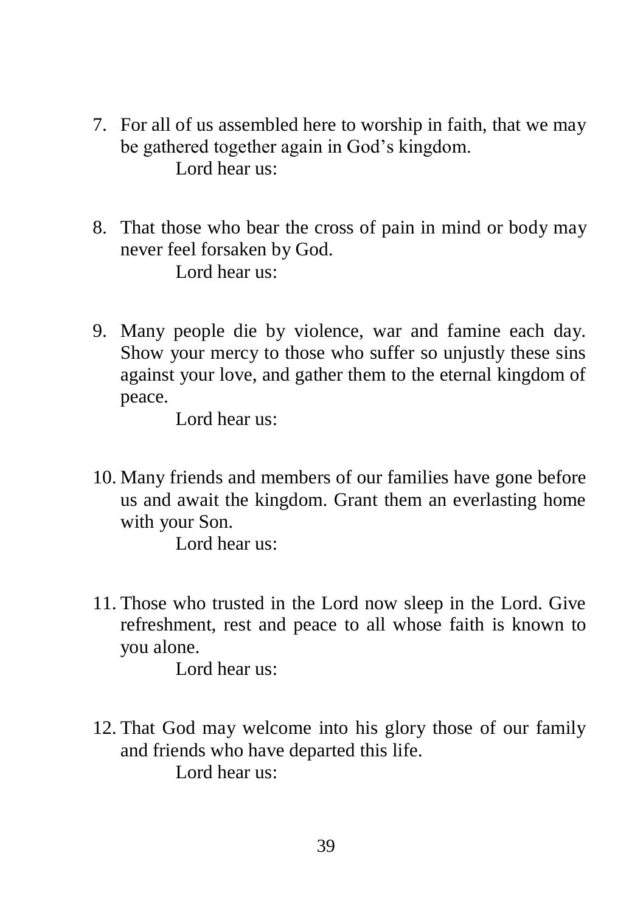7. For all of us assembled here to worship in faith, that we may be gathered together again in God's kingdom.
   Lord hear us:

8. That those who bear the cross of pain in mind or body may never feel forsaken by God.
   Lord hear us:

9. Many people die by violence, war and famine each day. Show your mercy to those who suffer so unjustly these sins against your love, and gather them to the eternal kingdom of peace.
   Lord hear us:

10. Many friends and members of our families have gone before us and await the kingdom. Grant them an everlasting home with your Son.
    Lord hear us:

11. Those who trusted in the Lord now sleep in the Lord. Give refreshment, rest and peace to all whose faith is known to you alone.
    Lord hear us:

12. That God may welcome into his glory those of our family and friends who have departed this life.
    Lord hear us: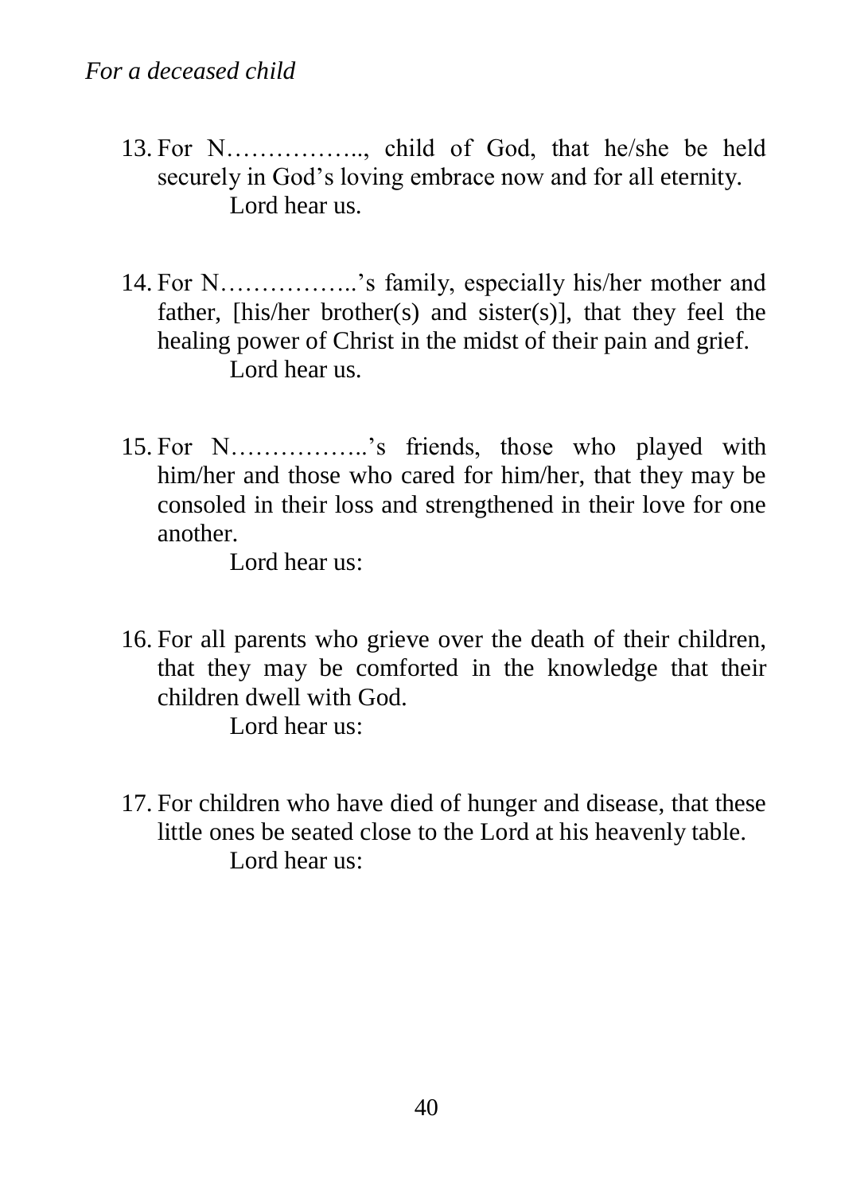*For a deceased child*

13. For N…………….., child of God, that he/she be held securely in God's loving embrace now and for all eternity.
    Lord hear us.

14. For N……………..'s family, especially his/her mother and father, [his/her brother(s) and sister(s)], that they feel the healing power of Christ in the midst of their pain and grief.
    Lord hear us.

15. For N……………..'s friends, those who played with him/her and those who cared for him/her, that they may be consoled in their loss and strengthened in their love for one another.
    Lord hear us:

16. For all parents who grieve over the death of their children, that they may be comforted in the knowledge that their children dwell with God.
    Lord hear us:

17. For children who have died of hunger and disease, that these little ones be seated close to the Lord at his heavenly table.
    Lord hear us: